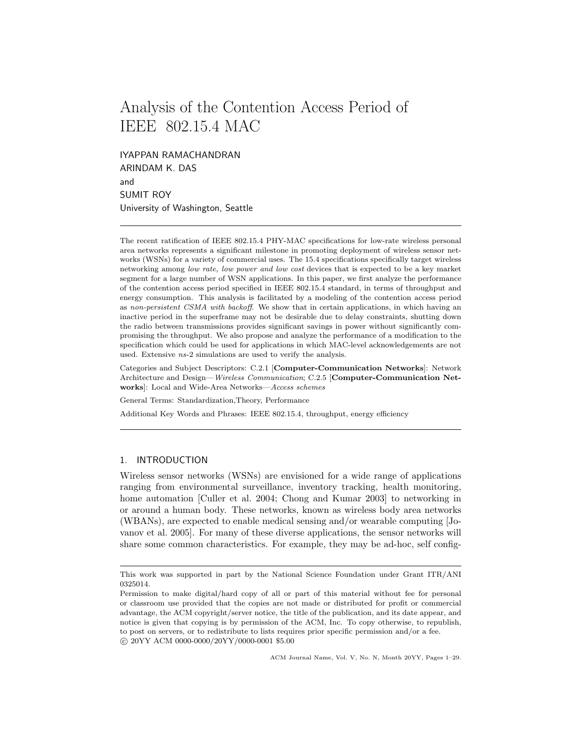# Analysis of the Contention Access Period of IEEE 802.15.4 MAC

IYAPPAN RAMACHANDRAN
ARINDAM K. DAS
and
SUMIT ROY
University of Washington, Seattle

---

The recent ratification of IEEE 802.15.4 PHY-MAC specifications for low-rate wireless personal area networks represents a significant milestone in promoting deployment of wireless sensor networks (WSNs) for a variety of commercial uses. The 15.4 specifications specifically target wireless networking among *low rate, low power and low cost* devices that is expected to be a key market segment for a large number of WSN applications. In this paper, we first analyze the performance of the contention access period specified in IEEE 802.15.4 standard, in terms of throughput and energy consumption. This analysis is facilitated by a modeling of the contention access period as *non-persistent CSMA with backoff*. We show that in certain applications, in which having an inactive period in the superframe may not be desirable due to delay constraints, shutting down the radio between transmissions provides significant savings in power without significantly compromising the throughput. We also propose and analyze the performance of a modification to the specification which could be used for applications in which MAC-level acknowledgements are not used. Extensive *ns*-2 simulations are used to verify the analysis.

Categories and Subject Descriptors: C.2.1 [**Computer-Communication Networks**]: Network Architecture and Design—*Wireless Communication*; C.2.5 [**Computer-Communication Networks**]: Local and Wide-Area Networks—*Access schemes*

General Terms: Standardization,Theory, Performance

Additional Key Words and Phrases: IEEE 802.15.4, throughput, energy efficiency

---

## 1. INTRODUCTION

Wireless sensor networks (WSNs) are envisioned for a wide range of applications ranging from environmental surveillance, inventory tracking, health monitoring, home automation [Culler et al. 2004; Chong and Kumar 2003] to networking in or around a human body. These networks, known as wireless body area networks (WBANs), are expected to enable medical sensing and/or wearable computing [Jovanov et al. 2005]. For many of these diverse applications, the sensor networks will share some common characteristics. For example, they may be ad-hoc, self config-

---

This work was supported in part by the National Science Foundation under Grant ITR/ANI 0325014.

Permission to make digital/hard copy of all or part of this material without fee for personal or classroom use provided that the copies are not made or distributed for profit or commercial advantage, the ACM copyright/server notice, the title of the publication, and its date appear, and notice is given that copying is by permission of the ACM, Inc. To copy otherwise, to republish, to post on servers, or to redistribute to lists requires prior specific permission and/or a fee.
© 20YY ACM 0000-0000/20YY/0000-0001 $5.00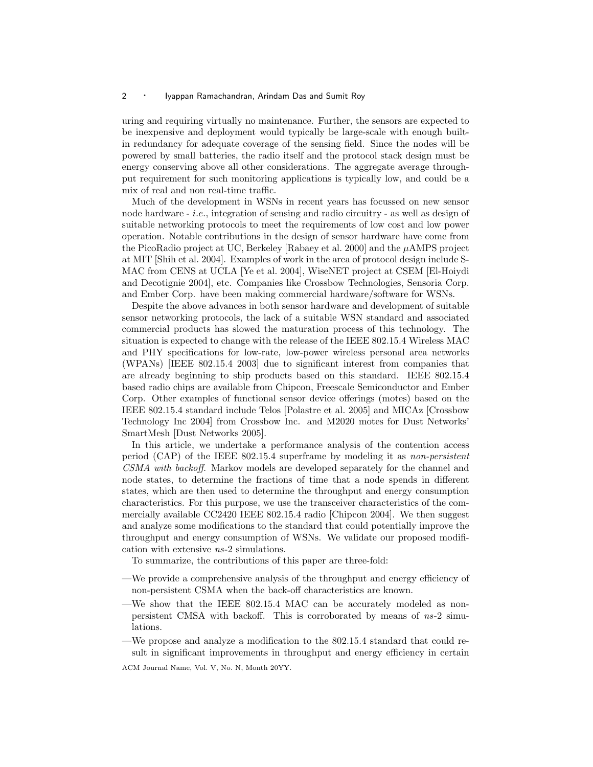uring and requiring virtually no maintenance. Further, the sensors are expected to be inexpensive and deployment would typically be large-scale with enough built-in redundancy for adequate coverage of the sensing field. Since the nodes will be powered by small batteries, the radio itself and the protocol stack design must be energy conserving above all other considerations. The aggregate average throughput requirement for such monitoring applications is typically low, and could be a mix of real and non real-time traffic.

Much of the development in WSNs in recent years has focussed on new sensor node hardware - *i.e.*, integration of sensing and radio circuitry - as well as design of suitable networking protocols to meet the requirements of low cost and low power operation. Notable contributions in the design of sensor hardware have come from the PicoRadio project at UC, Berkeley [Rabaey et al. 2000] and the $\mu$AMPS project at MIT [Shih et al. 2004]. Examples of work in the area of protocol design include S-MAC from CENS at UCLA [Ye et al. 2004], WiseNET project at CSEM [El-Hoiydi and Decotignie 2004], etc. Companies like Crossbow Technologies, Sensoria Corp. and Ember Corp. have been making commercial hardware/software for WSNs.

Despite the above advances in both sensor hardware and development of suitable sensor networking protocols, the lack of a suitable WSN standard and associated commercial products has slowed the maturation process of this technology. The situation is expected to change with the release of the IEEE 802.15.4 Wireless MAC and PHY specifications for low-rate, low-power wireless personal area networks (WPANs) [IEEE 802.15.4 2003] due to significant interest from companies that are already beginning to ship products based on this standard. IEEE 802.15.4 based radio chips are available from Chipcon, Freescale Semiconductor and Ember Corp. Other examples of functional sensor device offerings (motes) based on the IEEE 802.15.4 standard include Telos [Polastre et al. 2005] and MICAz [Crossbow Technology Inc 2004] from Crossbow Inc. and M2020 motes for Dust Networks' SmartMesh [Dust Networks 2005].

In this article, we undertake a performance analysis of the contention access period (CAP) of the IEEE 802.15.4 superframe by modeling it as *non-persistent CSMA with backoff*. Markov models are developed separately for the channel and node states, to determine the fractions of time that a node spends in different states, which are then used to determine the throughput and energy consumption characteristics. For this purpose, we use the transceiver characteristics of the commercially available CC2420 IEEE 802.15.4 radio [Chipcon 2004]. We then suggest and analyze some modifications to the standard that could potentially improve the throughput and energy consumption of WSNs. We validate our proposed modification with extensive *ns*-2 simulations.

To summarize, the contributions of this paper are three-fold:

- We provide a comprehensive analysis of the throughput and energy efficiency of non-persistent CSMA when the back-off characteristics are known.
- We show that the IEEE 802.15.4 MAC can be accurately modeled as non-persistent CMSA with backoff. This is corroborated by means of *ns*-2 simulations.
- We propose and analyze a modification to the 802.15.4 standard that could result in significant improvements in throughput and energy efficiency in certain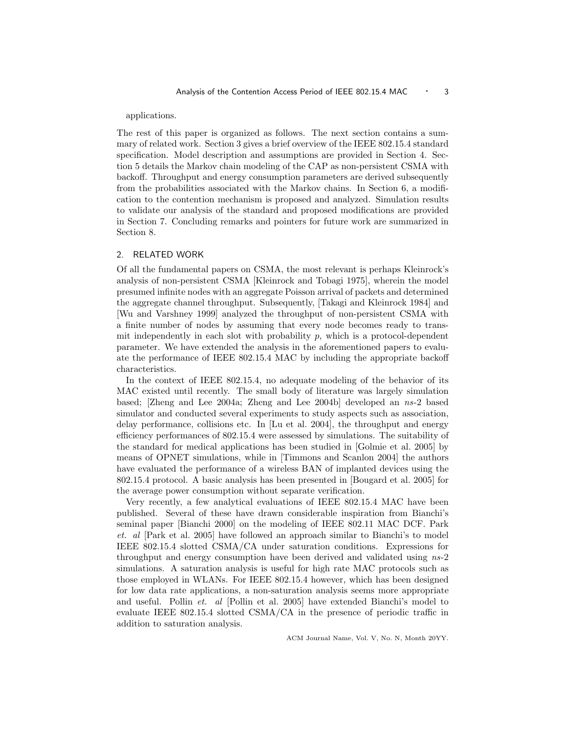applications.

The rest of this paper is organized as follows. The next section contains a summary of related work. Section 3 gives a brief overview of the IEEE 802.15.4 standard specification. Model description and assumptions are provided in Section 4. Section 5 details the Markov chain modeling of the CAP as non-persistent CSMA with backoff. Throughput and energy consumption parameters are derived subsequently from the probabilities associated with the Markov chains. In Section 6, a modification to the contention mechanism is proposed and analyzed. Simulation results to validate our analysis of the standard and proposed modifications are provided in Section 7. Concluding remarks and pointers for future work are summarized in Section 8.

## 2. RELATED WORK

Of all the fundamental papers on CSMA, the most relevant is perhaps Kleinrock's analysis of non-persistent CSMA [Kleinrock and Tobagi 1975], wherein the model presumed infinite nodes with an aggregate Poisson arrival of packets and determined the aggregate channel throughput. Subsequently, [Takagi and Kleinrock 1984] and [Wu and Varshney 1999] analyzed the throughput of non-persistent CSMA with a finite number of nodes by assuming that every node becomes ready to transmit independently in each slot with probability $p$, which is a protocol-dependent parameter. We have extended the analysis in the aforementioned papers to evaluate the performance of IEEE 802.15.4 MAC by including the appropriate backoff characteristics.

In the context of IEEE 802.15.4, no adequate modeling of the behavior of its MAC existed until recently. The small body of literature was largely simulation based; [Zheng and Lee 2004a; Zheng and Lee 2004b] developed an *ns*-2 based simulator and conducted several experiments to study aspects such as association, delay performance, collisions etc. In [Lu et al. 2004], the throughput and energy efficiency performances of 802.15.4 were assessed by simulations. The suitability of the standard for medical applications has been studied in [Golmie et al. 2005] by means of OPNET simulations, while in [Timmons and Scanlon 2004] the authors have evaluated the performance of a wireless BAN of implanted devices using the 802.15.4 protocol. A basic analysis has been presented in [Bougard et al. 2005] for the average power consumption without separate verification.

Very recently, a few analytical evaluations of IEEE 802.15.4 MAC have been published. Several of these have drawn considerable inspiration from Bianchi's seminal paper [Bianchi 2000] on the modeling of IEEE 802.11 MAC DCF. Park *et. al* [Park et al. 2005] have followed an approach similar to Bianchi's to model IEEE 802.15.4 slotted CSMA/CA under saturation conditions. Expressions for throughput and energy consumption have been derived and validated using *ns*-2 simulations. A saturation analysis is useful for high rate MAC protocols such as those employed in WLANs. For IEEE 802.15.4 however, which has been designed for low data rate applications, a non-saturation analysis seems more appropriate and useful. Pollin *et. al* [Pollin et al. 2005] have extended Bianchi's model to evaluate IEEE 802.15.4 slotted CSMA/CA in the presence of periodic traffic in addition to saturation analysis.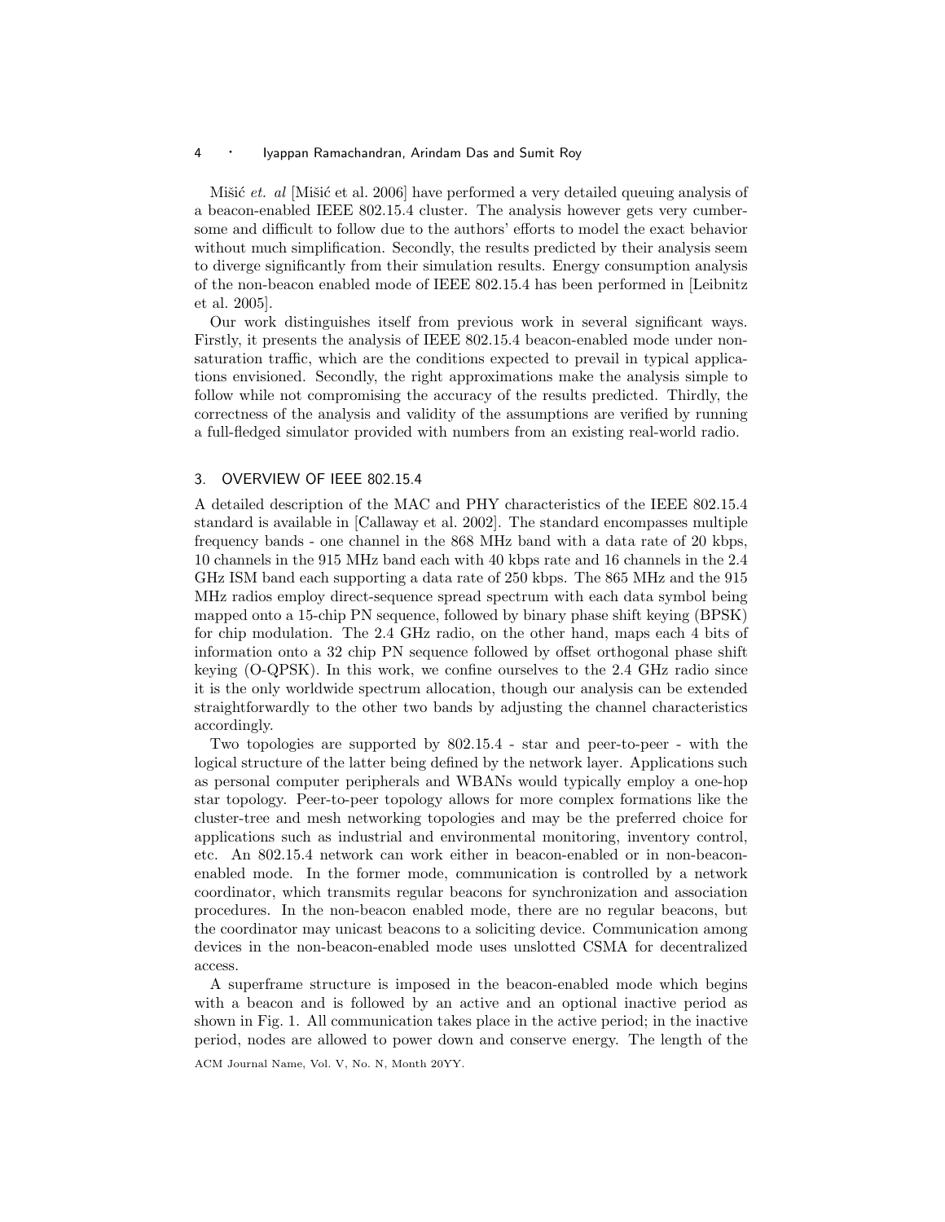Mišić *et. al* [Mišić et al. 2006] have performed a very detailed queuing analysis of a beacon-enabled IEEE 802.15.4 cluster. The analysis however gets very cumbersome and difficult to follow due to the authors' efforts to model the exact behavior without much simplification. Secondly, the results predicted by their analysis seem to diverge significantly from their simulation results. Energy consumption analysis of the non-beacon enabled mode of IEEE 802.15.4 has been performed in [Leibnitz et al. 2005].

Our work distinguishes itself from previous work in several significant ways. Firstly, it presents the analysis of IEEE 802.15.4 beacon-enabled mode under non-saturation traffic, which are the conditions expected to prevail in typical applications envisioned. Secondly, the right approximations make the analysis simple to follow while not compromising the accuracy of the results predicted. Thirdly, the correctness of the analysis and validity of the assumptions are verified by running a full-fledged simulator provided with numbers from an existing real-world radio.

## 3. OVERVIEW OF IEEE 802.15.4

A detailed description of the MAC and PHY characteristics of the IEEE 802.15.4 standard is available in [Callaway et al. 2002]. The standard encompasses multiple frequency bands - one channel in the 868 MHz band with a data rate of 20 kbps, 10 channels in the 915 MHz band each with 40 kbps rate and 16 channels in the 2.4 GHz ISM band each supporting a data rate of 250 kbps. The 865 MHz and the 915 MHz radios employ direct-sequence spread spectrum with each data symbol being mapped onto a 15-chip PN sequence, followed by binary phase shift keying (BPSK) for chip modulation. The 2.4 GHz radio, on the other hand, maps each 4 bits of information onto a 32 chip PN sequence followed by offset orthogonal phase shift keying (O-QPSK). In this work, we confine ourselves to the 2.4 GHz radio since it is the only worldwide spectrum allocation, though our analysis can be extended straightforwardly to the other two bands by adjusting the channel characteristics accordingly.

Two topologies are supported by 802.15.4 - star and peer-to-peer - with the logical structure of the latter being defined by the network layer. Applications such as personal computer peripherals and WBANs would typically employ a one-hop star topology. Peer-to-peer topology allows for more complex formations like the cluster-tree and mesh networking topologies and may be the preferred choice for applications such as industrial and environmental monitoring, inventory control, etc. An 802.15.4 network can work either in beacon-enabled or in non-beacon-enabled mode. In the former mode, communication is controlled by a network coordinator, which transmits regular beacons for synchronization and association procedures. In the non-beacon enabled mode, there are no regular beacons, but the coordinator may unicast beacons to a soliciting device. Communication among devices in the non-beacon-enabled mode uses unslotted CSMA for decentralized access.

A superframe structure is imposed in the beacon-enabled mode which begins with a beacon and is followed by an active and an optional inactive period as shown in Fig. 1. All communication takes place in the active period; in the inactive period, nodes are allowed to power down and conserve energy. The length of the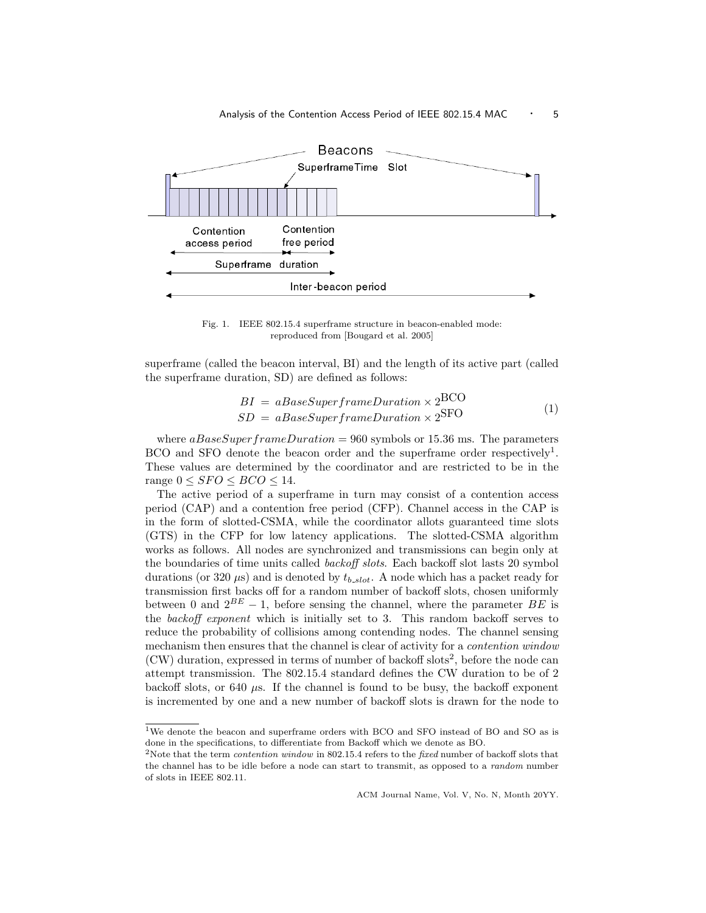Fig. 1. IEEE 802.15.4 superframe structure in beacon-enabled mode: reproduced from [Bougard et al. 2005]

superframe (called the beacon interval, BI) and the length of its active part (called the superframe duration, SD) are defined as follows:

$$
\begin{aligned}
BI &= aBaseSuperframeDuration \times 2^{\text{BCO}} \\
SD &= aBaseSuperframeDuration \times 2^{\text{SFO}}
\end{aligned} \tag{1}
$$

where $aBaseSuperframeDuration = 960$ symbols or 15.36 ms. The parameters BCO and SFO denote the beacon order and the superframe order respectively[1]. These values are determined by the coordinator and are restricted to be in the range $0 \leq SFO \leq BCO \leq 14$.

The active period of a superframe in turn may consist of a contention access period (CAP) and a contention free period (CFP). Channel access in the CAP is in the form of slotted-CSMA, while the coordinator allots guaranteed time slots (GTS) in the CFP for low latency applications. The slotted-CSMA algorithm works as follows. All nodes are synchronized and transmissions can begin only at the boundaries of time units called *backoff slots*. Each backoff slot lasts 20 symbol durations (or 320 $\mu$s) and is denoted by $t_{b\_slot}$. A node which has a packet ready for transmission first backs off for a random number of backoff slots, chosen uniformly between 0 and $2^{BE} - 1$, before sensing the channel, where the parameter $BE$ is the *backoff exponent* which is initially set to 3. This random backoff serves to reduce the probability of collisions among contending nodes. The channel sensing mechanism then ensures that the channel is clear of activity for a *contention window* (CW) duration, expressed in terms of number of backoff slots[2], before the node can attempt transmission. The 802.15.4 standard defines the CW duration to be of 2 backoff slots, or 640 $\mu$s. If the channel is found to be busy, the backoff exponent is incremented by one and a new number of backoff slots is drawn for the node to

---

[1] We denote the beacon and superframe orders with BCO and SFO instead of BO and SO as is done in the specifications, to differentiate from Backoff which we denote as BO.

[2] Note that the term *contention window* in 802.15.4 refers to the *fixed* number of backoff slots that the channel has to be idle before a node can start to transmit, as opposed to a *random* number of slots in IEEE 802.11.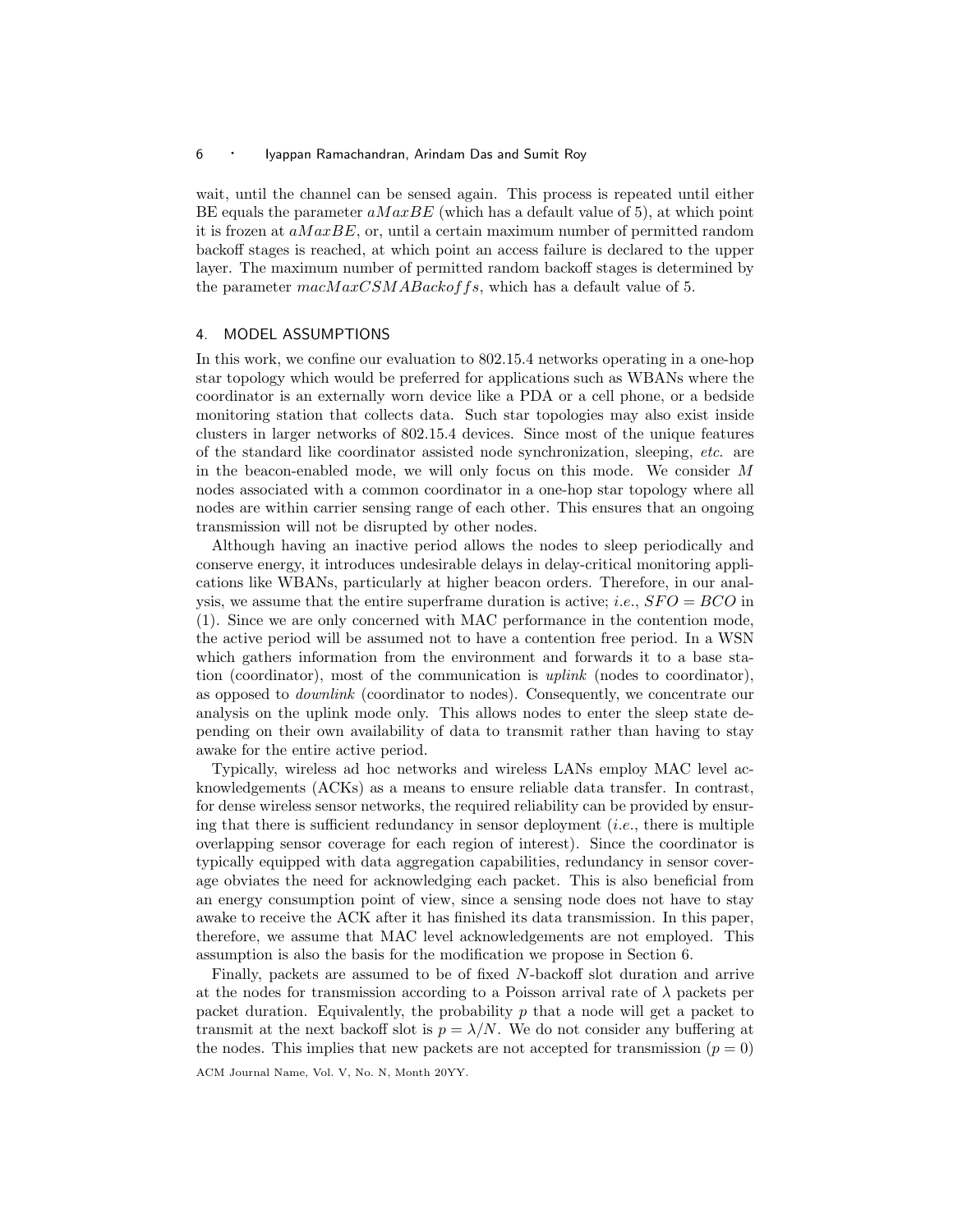wait, until the channel can be sensed again. This process is repeated until either BE equals the parameter $aMaxBE$ (which has a default value of 5), at which point it is frozen at $aMaxBE$, or, until a certain maximum number of permitted random backoff stages is reached, at which point an access failure is declared to the upper layer. The maximum number of permitted random backoff stages is determined by the parameter $macMaxCSMABackoffs$, which has a default value of 5.

## 4. MODEL ASSUMPTIONS

In this work, we confine our evaluation to 802.15.4 networks operating in a one-hop star topology which would be preferred for applications such as WBANs where the coordinator is an externally worn device like a PDA or a cell phone, or a bedside monitoring station that collects data. Such star topologies may also exist inside clusters in larger networks of 802.15.4 devices. Since most of the unique features of the standard like coordinator assisted node synchronization, sleeping, *etc.* are in the beacon-enabled mode, we will only focus on this mode. We consider $M$ nodes associated with a common coordinator in a one-hop star topology where all nodes are within carrier sensing range of each other. This ensures that an ongoing transmission will not be disrupted by other nodes.

Although having an inactive period allows the nodes to sleep periodically and conserve energy, it introduces undesirable delays in delay-critical monitoring applications like WBANs, particularly at higher beacon orders. Therefore, in our analysis, we assume that the entire superframe duration is active; *i.e.*, $SFO = BCO$ in (1). Since we are only concerned with MAC performance in the contention mode, the active period will be assumed not to have a contention free period. In a WSN which gathers information from the environment and forwards it to a base station (coordinator), most of the communication is *uplink* (nodes to coordinator), as opposed to *downlink* (coordinator to nodes). Consequently, we concentrate our analysis on the uplink mode only. This allows nodes to enter the sleep state depending on their own availability of data to transmit rather than having to stay awake for the entire active period.

Typically, wireless ad hoc networks and wireless LANs employ MAC level acknowledgements (ACKs) as a means to ensure reliable data transfer. In contrast, for dense wireless sensor networks, the required reliability can be provided by ensuring that there is sufficient redundancy in sensor deployment (*i.e.*, there is multiple overlapping sensor coverage for each region of interest). Since the coordinator is typically equipped with data aggregation capabilities, redundancy in sensor coverage obviates the need for acknowledging each packet. This is also beneficial from an energy consumption point of view, since a sensing node does not have to stay awake to receive the ACK after it has finished its data transmission. In this paper, therefore, we assume that MAC level acknowledgements are not employed. This assumption is also the basis for the modification we propose in Section 6.

Finally, packets are assumed to be of fixed $N$-backoff slot duration and arrive at the nodes for transmission according to a Poisson arrival rate of $\lambda$ packets per packet duration. Equivalently, the probability $p$ that a node will get a packet to transmit at the next backoff slot is $p = \lambda/N$. We do not consider any buffering at the nodes. This implies that new packets are not accepted for transmission ($p = 0$)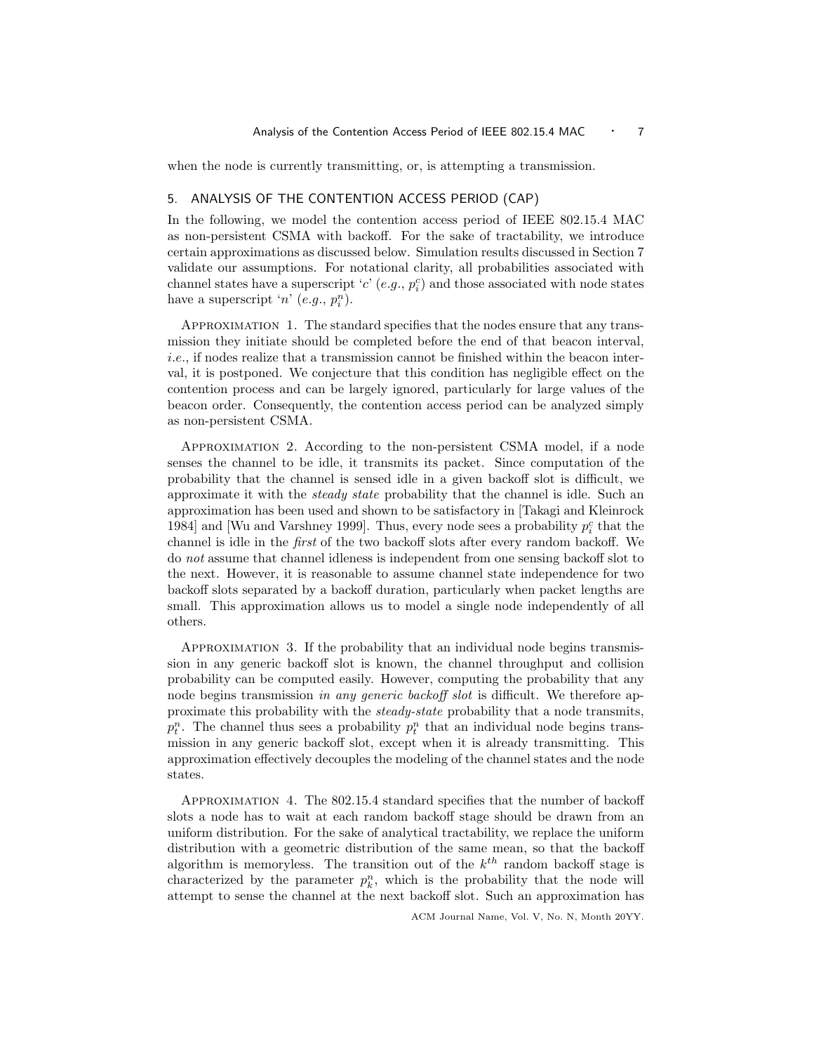when the node is currently transmitting, or, is attempting a transmission.

## 5. ANALYSIS OF THE CONTENTION ACCESS PERIOD (CAP)

In the following, we model the contention access period of IEEE 802.15.4 MAC as non-persistent CSMA with backoff. For the sake of tractability, we introduce certain approximations as discussed below. Simulation results discussed in Section 7 validate our assumptions. For notational clarity, all probabilities associated with channel states have a superscript '$c$' (*e.g.*, $p_i^c$) and those associated with node states have a superscript '$n$' (*e.g.*, $p_i^n$).

Approximation 1. The standard specifies that the nodes ensure that any transmission they initiate should be completed before the end of that beacon interval, *i.e.*, if nodes realize that a transmission cannot be finished within the beacon interval, it is postponed. We conjecture that this condition has negligible effect on the contention process and can be largely ignored, particularly for large values of the beacon order. Consequently, the contention access period can be analyzed simply as non-persistent CSMA.

Approximation 2. According to the non-persistent CSMA model, if a node senses the channel to be idle, it transmits its packet. Since computation of the probability that the channel is sensed idle in a given backoff slot is difficult, we approximate it with the *steady state* probability that the channel is idle. Such an approximation has been used and shown to be satisfactory in [Takagi and Kleinrock 1984] and [Wu and Varshney 1999]. Thus, every node sees a probability $p_i^c$ that the channel is idle in the *first* of the two backoff slots after every random backoff. We do *not* assume that channel idleness is independent from one sensing backoff slot to the next. However, it is reasonable to assume channel state independence for two backoff slots separated by a backoff duration, particularly when packet lengths are small. This approximation allows us to model a single node independently of all others.

Approximation 3. If the probability that an individual node begins transmission in any generic backoff slot is known, the channel throughput and collision probability can be computed easily. However, computing the probability that any node begins transmission *in any generic backoff slot* is difficult. We therefore approximate this probability with the *steady-state* probability that a node transmits, $p_t^n$. The channel thus sees a probability $p_t^n$ that an individual node begins transmission in any generic backoff slot, except when it is already transmitting. This approximation effectively decouples the modeling of the channel states and the node states.

Approximation 4. The 802.15.4 standard specifies that the number of backoff slots a node has to wait at each random backoff stage should be drawn from an uniform distribution. For the sake of analytical tractability, we replace the uniform distribution with a geometric distribution of the same mean, so that the backoff algorithm is memoryless. The transition out of the $k^{th}$ random backoff stage is characterized by the parameter $p_k^n$, which is the probability that the node will attempt to sense the channel at the next backoff slot. Such an approximation has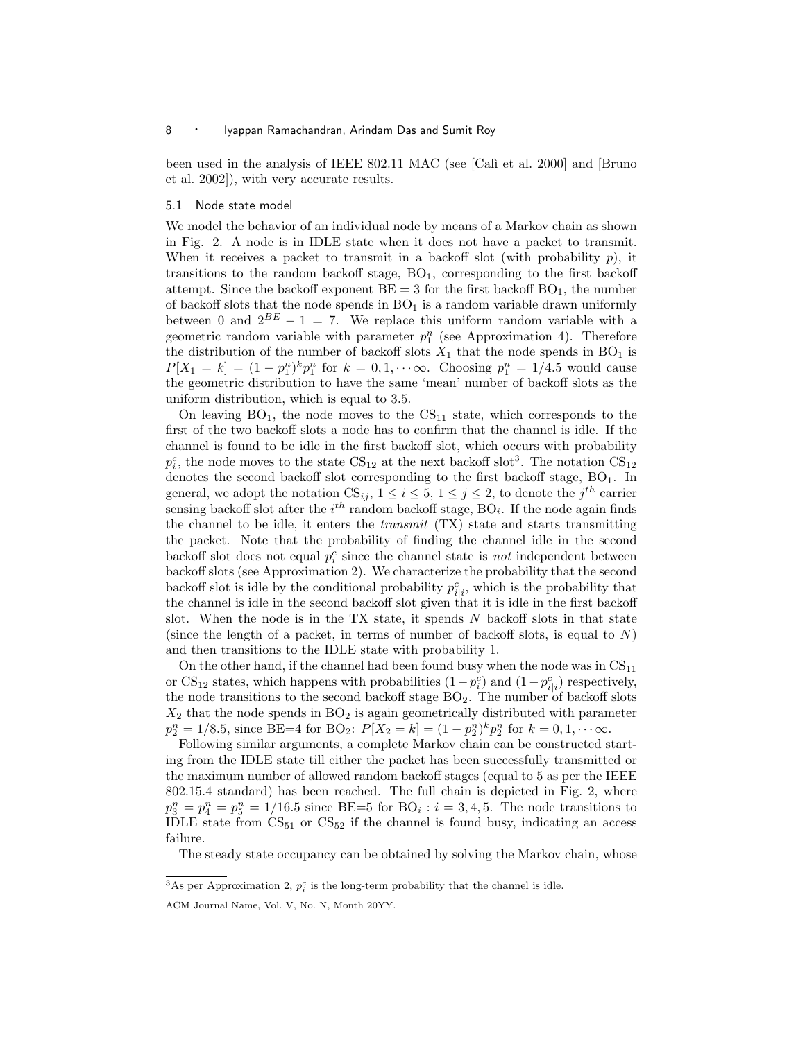been used in the analysis of IEEE 802.11 MAC (see [Calì et al. 2000] and [Bruno et al. 2002]), with very accurate results.

### 5.1 Node state model

We model the behavior of an individual node by means of a Markov chain as shown in Fig. 2. A node is in IDLE state when it does not have a packet to transmit. When it receives a packet to transmit in a backoff slot (with probability $p$), it transitions to the random backoff stage, $\text{BO}_1$, corresponding to the first backoff attempt. Since the backoff exponent BE = 3 for the first backoff $\text{BO}_1$, the number of backoff slots that the node spends in $\text{BO}_1$ is a random variable drawn uniformly between 0 and $2^{BE} - 1 = 7$. We replace this uniform random variable with a geometric random variable with parameter $p_1^n$ (see Approximation 4). Therefore the distribution of the number of backoff slots $X_1$ that the node spends in $\text{BO}_1$ is $P[X_1 = k] = (1 - p_1^n)^k p_1^n$ for $k = 0, 1, \cdots \infty$. Choosing $p_1^n = 1/4.5$ would cause the geometric distribution to have the same 'mean' number of backoff slots as the uniform distribution, which is equal to 3.5.

On leaving $\text{BO}_1$, the node moves to the $\text{CS}_{11}$ state, which corresponds to the first of the two backoff slots a node has to confirm that the channel is idle. If the channel is found to be idle in the first backoff slot, which occurs with probability $p_i^c$, the node moves to the state $\text{CS}_{12}$ at the next backoff slot[3]. The notation $\text{CS}_{12}$ denotes the second backoff slot corresponding to the first backoff stage, $\text{BO}_1$. In general, we adopt the notation $\text{CS}_{ij}$, $1 \leq i \leq 5$, $1 \leq j \leq 2$, to denote the $j^{th}$ carrier sensing backoff slot after the $i^{th}$ random backoff stage, $\text{BO}_i$. If the node again finds the channel to be idle, it enters the *transmit* (TX) state and starts transmitting the packet. Note that the probability of finding the channel idle in the second backoff slot does not equal $p_i^c$ since the channel state is *not* independent between backoff slots (see Approximation 2). We characterize the probability that the second backoff slot is idle by the conditional probability $p_{i|i}^c$, which is the probability that the channel is idle in the second backoff slot given that it is idle in the first backoff slot. When the node is in the TX state, it spends $N$ backoff slots in that state (since the length of a packet, in terms of number of backoff slots, is equal to $N$) and then transitions to the IDLE state with probability 1.

On the other hand, if the channel had been found busy when the node was in $\text{CS}_{11}$ or $\text{CS}_{12}$ states, which happens with probabilities $(1 - p_i^c)$ and $(1 - p_{i|i}^c)$ respectively, the node transitions to the second backoff stage $\text{BO}_2$. The number of backoff slots $X_2$ that the node spends in $\text{BO}_2$ is again geometrically distributed with parameter $p_2^n = 1/8.5$, since BE=4 for $\text{BO}_2$: $P[X_2 = k] = (1 - p_2^n)^k p_2^n$ for $k = 0, 1, \cdots \infty$.

Following similar arguments, a complete Markov chain can be constructed starting from the IDLE state till either the packet has been successfully transmitted or the maximum number of allowed random backoff stages (equal to 5 as per the IEEE 802.15.4 standard) has been reached. The full chain is depicted in Fig. 2, where $p_3^n = p_4^n = p_5^n = 1/16.5$ since BE=5 for $\text{BO}_i : i = 3, 4, 5$. The node transitions to IDLE state from $\text{CS}_{51}$ or $\text{CS}_{52}$ if the channel is found busy, indicating an access failure.

The steady state occupancy can be obtained by solving the Markov chain, whose

[3] As per Approximation 2, $p_i^c$ is the long-term probability that the channel is idle.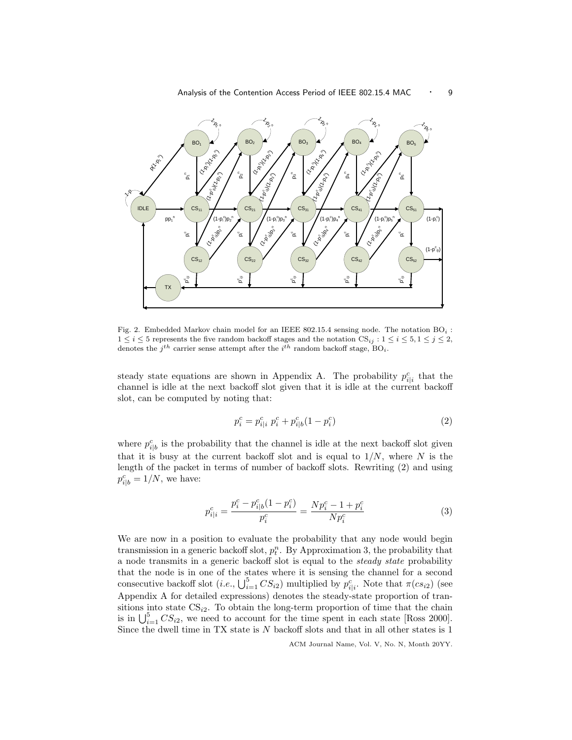Fig. 2. Embedded Markov chain model for an IEEE 802.15.4 sensing node. The notation $\mathrm{BO}_i$ : $1 \leq i \leq 5$ represents the five random backoff stages and the notation $\mathrm{CS}_{ij} : 1 \leq i \leq 5, 1 \leq j \leq 2$, denotes the $j^{th}$ carrier sense attempt after the $i^{th}$ random backoff stage, $\mathrm{BO}_i$.

steady state equations are shown in Appendix A. The probability $p^c_{i|i}$ that the channel is idle at the next backoff slot given that it is idle at the current backoff slot, can be computed by noting that:

$$p^c_i = p^c_{i|i}\ p^c_i + p^c_{i|b}(1 - p^c_i) \tag{2}$$

where $p^c_{i|b}$ is the probability that the channel is idle at the next backoff slot given that it is busy at the current backoff slot and is equal to $1/N$, where $N$ is the length of the packet in terms of number of backoff slots. Rewriting (2) and using $p^c_{i|b} = 1/N$, we have:

$$p^c_{i|i} = \frac{p^c_i - p^c_{i|b}(1 - p^c_i)}{p^c_i} = \frac{Np^c_i - 1 + p^c_i}{Np^c_i} \tag{3}$$

We are now in a position to evaluate the probability that any node would begin transmission in a generic backoff slot, $p^n_t$. By Approximation 3, the probability that a node transmits in a generic backoff slot is equal to the *steady state* probability that the node is in one of the states where it is sensing the channel for a second consecutive backoff slot (*i.e.*, $\bigcup_{i=1}^{5} CS_{i2}$) multiplied by $p^c_{i|i}$. Note that $\pi(cs_{i2})$ (see Appendix A for detailed expressions) denotes the steady-state proportion of transitions into state $\mathrm{CS}_{i2}$. To obtain the long-term proportion of time that the chain is in $\bigcup_{i=1}^{5} CS_{i2}$, we need to account for the time spent in each state [Ross 2000]. Since the dwell time in TX state is $N$ backoff slots and that in all other states is 1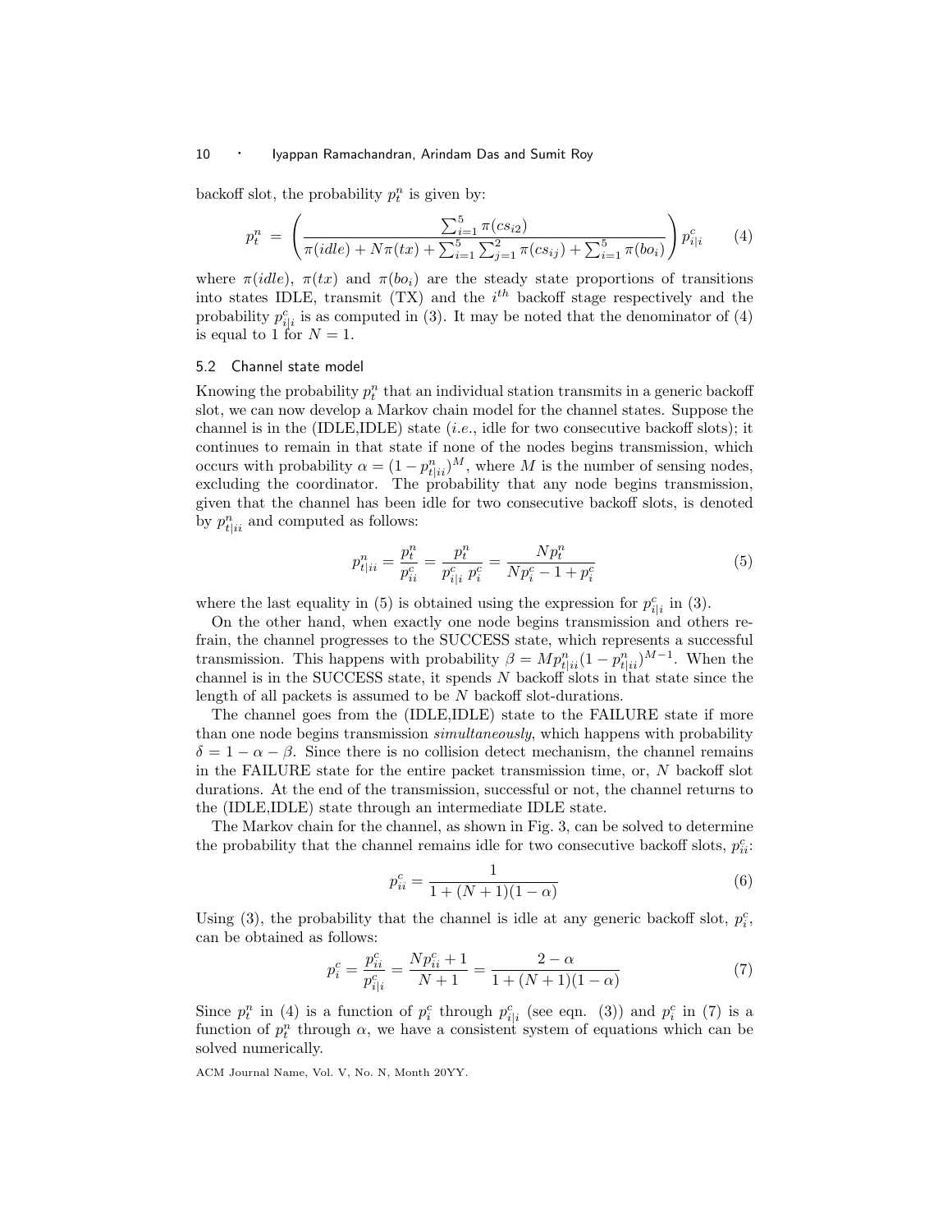backoff slot, the probability $p_t^n$ is given by:

$$p_t^n = \left( \frac{\sum_{i=1}^{5} \pi(cs_{i2})}{\pi(idle) + N\pi(tx) + \sum_{i=1}^{5}\sum_{j=1}^{2} \pi(cs_{ij}) + \sum_{i=1}^{5} \pi(bo_i)} \right) p_{i|i}^c \qquad (4)$$

where $\pi(idle)$, $\pi(tx)$ and $\pi(bo_i)$ are the steady state proportions of transitions into states IDLE, transmit (TX) and the $i^{th}$ backoff stage respectively and the probability $p_{i|i}^c$ is as computed in (3). It may be noted that the denominator of (4) is equal to 1 for $N = 1$.

## 5.2 Channel state model

Knowing the probability $p_t^n$ that an individual station transmits in a generic backoff slot, we can now develop a Markov chain model for the channel states. Suppose the channel is in the (IDLE,IDLE) state (*i.e.*, idle for two consecutive backoff slots); it continues to remain in that state if none of the nodes begins transmission, which occurs with probability $\alpha = (1 - p_{t|ii}^n)^M$, where $M$ is the number of sensing nodes, excluding the coordinator. The probability that any node begins transmission, given that the channel has been idle for two consecutive backoff slots, is denoted by $p_{t|ii}^n$ and computed as follows:

$$p_{t|ii}^n = \frac{p_t^n}{p_{ii}^c} = \frac{p_t^n}{p_{i|i}^c \; p_i^c} = \frac{Np_t^n}{Np_i^c - 1 + p_i^c} \qquad (5)$$

where the last equality in (5) is obtained using the expression for $p_{i|i}^c$ in (3).

On the other hand, when exactly one node begins transmission and others refrain, the channel progresses to the SUCCESS state, which represents a successful transmission. This happens with probability $\beta = Mp_{t|ii}^n(1 - p_{t|ii}^n)^{M-1}$. When the channel is in the SUCCESS state, it spends $N$ backoff slots in that state since the length of all packets is assumed to be $N$ backoff slot-durations.

The channel goes from the (IDLE,IDLE) state to the FAILURE state if more than one node begins transmission *simultaneously*, which happens with probability $\delta = 1 - \alpha - \beta$. Since there is no collision detect mechanism, the channel remains in the FAILURE state for the entire packet transmission time, or, $N$ backoff slot durations. At the end of the transmission, successful or not, the channel returns to the (IDLE,IDLE) state through an intermediate IDLE state.

The Markov chain for the channel, as shown in Fig. 3, can be solved to determine the probability that the channel remains idle for two consecutive backoff slots, $p_{ii}^c$:

$$p_{ii}^c = \frac{1}{1 + (N + 1)(1 - \alpha)} \qquad (6)$$

Using (3), the probability that the channel is idle at any generic backoff slot, $p_i^c$, can be obtained as follows:

$$p_i^c = \frac{p_{ii}^c}{p_{i|i}^c} = \frac{Np_{ii}^c + 1}{N + 1} = \frac{2 - \alpha}{1 + (N + 1)(1 - \alpha)} \qquad (7)$$

Since $p_t^n$ in (4) is a function of $p_i^c$ through $p_{i|i}^c$ (see eqn. (3)) and $p_i^c$ in (7) is a function of $p_t^n$ through $\alpha$, we have a consistent system of equations which can be solved numerically.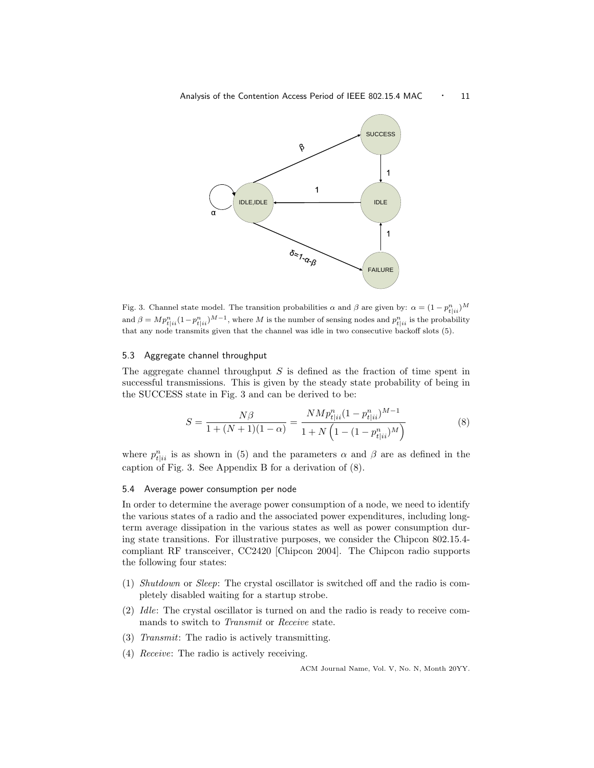Fig. 3. Channel state model. The transition probabilities $\alpha$ and $\beta$ are given by: $\alpha = (1 - p^n_{t|ii})^M$ and $\beta = M p^n_{t|ii}(1 - p^n_{t|ii})^{M-1}$, where $M$ is the number of sensing nodes and $p^n_{t|ii}$ is the probability that any node transmits given that the channel was idle in two consecutive backoff slots (5).

### 5.3 Aggregate channel throughput

The aggregate channel throughput $S$ is defined as the fraction of time spent in successful transmissions. This is given by the steady state probability of being in the SUCCESS state in Fig. 3 and can be derived to be:

$$S = \frac{N\beta}{1 + (N+1)(1-\alpha)} = \frac{NMp^n_{t|ii}(1 - p^n_{t|ii})^{M-1}}{1 + N\left(1 - (1 - p^n_{t|ii})^M\right)} \tag{8}$$

where $p^n_{t|ii}$ is as shown in (5) and the parameters $\alpha$ and $\beta$ are as defined in the caption of Fig. 3. See Appendix B for a derivation of (8).

### 5.4 Average power consumption per node

In order to determine the average power consumption of a node, we need to identify the various states of a radio and the associated power expenditures, including long-term average dissipation in the various states as well as power consumption during state transitions. For illustrative purposes, we consider the Chipcon 802.15.4-compliant RF transceiver, CC2420 [Chipcon 2004]. The Chipcon radio supports the following four states:

1. *Shutdown* or *Sleep*: The crystal oscillator is switched off and the radio is completely disabled waiting for a startup strobe.
2. *Idle*: The crystal oscillator is turned on and the radio is ready to receive commands to switch to *Transmit* or *Receive* state.
3. *Transmit*: The radio is actively transmitting.
4. *Receive*: The radio is actively receiving.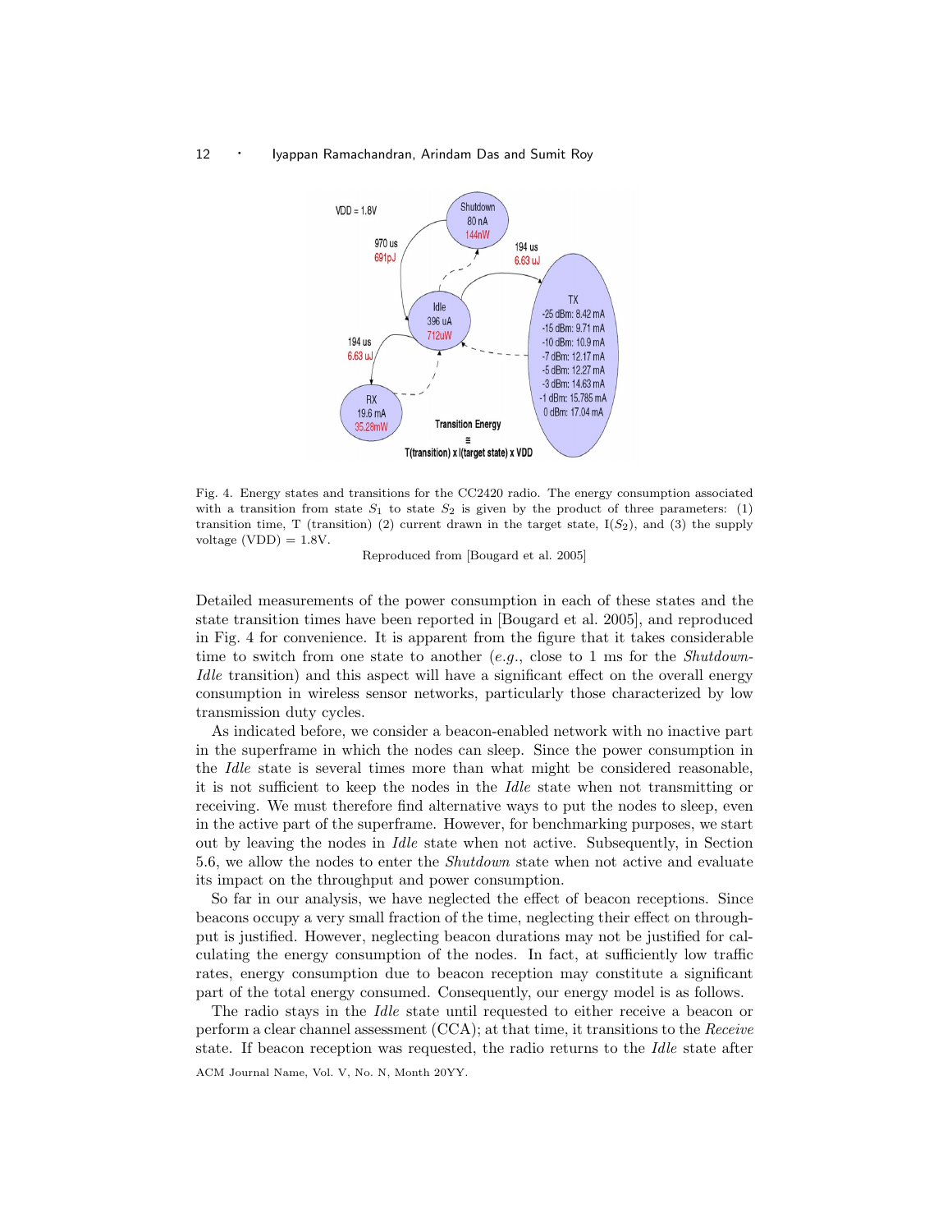Fig. 4. Energy states and transitions for the CC2420 radio. The energy consumption associated with a transition from state $S_1$ to state $S_2$ is given by the product of three parameters: (1) transition time, T (transition) (2) current drawn in the target state, I($S_2$), and (3) the supply voltage (VDD) = 1.8V.

Reproduced from [Bougard et al. 2005]

Detailed measurements of the power consumption in each of these states and the state transition times have been reported in [Bougard et al. 2005], and reproduced in Fig. 4 for convenience. It is apparent from the figure that it takes considerable time to switch from one state to another (*e.g.*, close to 1 ms for the *Shutdown-Idle* transition) and this aspect will have a significant effect on the overall energy consumption in wireless sensor networks, particularly those characterized by low transmission duty cycles.

As indicated before, we consider a beacon-enabled network with no inactive part in the superframe in which the nodes can sleep. Since the power consumption in the *Idle* state is several times more than what might be considered reasonable, it is not sufficient to keep the nodes in the *Idle* state when not transmitting or receiving. We must therefore find alternative ways to put the nodes to sleep, even in the active part of the superframe. However, for benchmarking purposes, we start out by leaving the nodes in *Idle* state when not active. Subsequently, in Section 5.6, we allow the nodes to enter the *Shutdown* state when not active and evaluate its impact on the throughput and power consumption.

So far in our analysis, we have neglected the effect of beacon receptions. Since beacons occupy a very small fraction of the time, neglecting their effect on throughput is justified. However, neglecting beacon durations may not be justified for calculating the energy consumption of the nodes. In fact, at sufficiently low traffic rates, energy consumption due to beacon reception may constitute a significant part of the total energy consumed. Consequently, our energy model is as follows.

The radio stays in the *Idle* state until requested to either receive a beacon or perform a clear channel assessment (CCA); at that time, it transitions to the *Receive* state. If beacon reception was requested, the radio returns to the *Idle* state after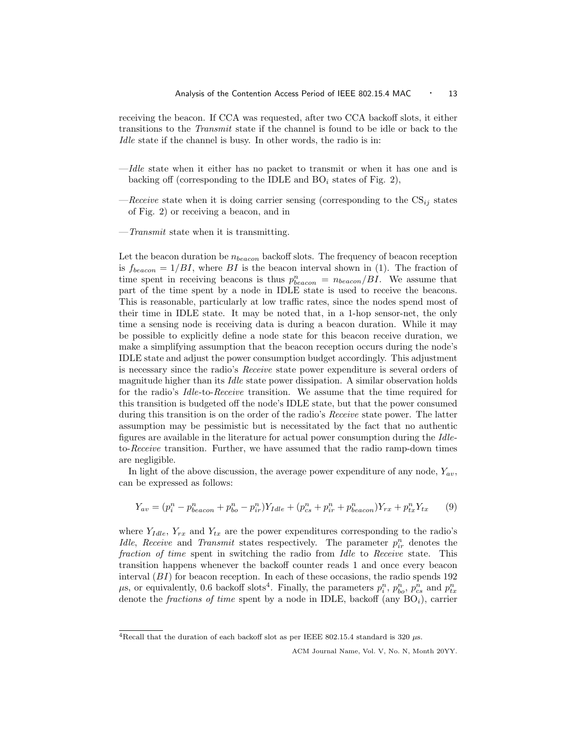receiving the beacon. If CCA was requested, after two CCA backoff slots, it either transitions to the *Transmit* state if the channel is found to be idle or back to the *Idle* state if the channel is busy. In other words, the radio is in:

—*Idle* state when it either has no packet to transmit or when it has one and is backing off (corresponding to the IDLE and $\text{BO}_i$ states of Fig. 2),

—*Receive* state when it is doing carrier sensing (corresponding to the $\text{CS}_{ij}$ states of Fig. 2) or receiving a beacon, and in

—*Transmit* state when it is transmitting.

Let the beacon duration be $n_{beacon}$ backoff slots. The frequency of beacon reception is $f_{beacon} = 1/BI$, where $BI$ is the beacon interval shown in (1). The fraction of time spent in receiving beacons is thus $p^n_{beacon} = n_{beacon}/BI$. We assume that part of the time spent by a node in IDLE state is used to receive the beacons. This is reasonable, particularly at low traffic rates, since the nodes spend most of their time in IDLE state. It may be noted that, in a 1-hop sensor-net, the only time a sensing node is receiving data is during a beacon duration. While it may be possible to explicitly define a node state for this beacon receive duration, we make a simplifying assumption that the beacon reception occurs during the node's IDLE state and adjust the power consumption budget accordingly. This adjustment is necessary since the radio's *Receive* state power expenditure is several orders of magnitude higher than its *Idle* state power dissipation. A similar observation holds for the radio's *Idle*-to-*Receive* transition. We assume that the time required for this transition is budgeted off the node's IDLE state, but that the power consumed during this transition is on the order of the radio's *Receive* state power. The latter assumption may be pessimistic but is necessitated by the fact that no authentic figures are available in the literature for actual power consumption during the *Idle*-to-*Receive* transition. Further, we have assumed that the radio ramp-down times are negligible.

In light of the above discussion, the average power expenditure of any node, $Y_{av}$, can be expressed as follows:

$$Y_{av} = (p^n_i - p^n_{beacon} + p^n_{bo} - p^n_{ir})Y_{Idle} + (p^n_{cs} + p^n_{ir} + p^n_{beacon})Y_{rx} + p^n_{tx}Y_{tx} \qquad (9)$$

where $Y_{Idle}$, $Y_{rx}$ and $Y_{tx}$ are the power expenditures corresponding to the radio's *Idle*, *Receive* and *Transmit* states respectively. The parameter $p^n_{ir}$ denotes the *fraction of time* spent in switching the radio from *Idle* to *Receive* state. This transition happens whenever the backoff counter reads 1 and once every beacon interval ($BI$) for beacon reception. In each of these occasions, the radio spends 192 $\mu$s, or equivalently, 0.6 backoff slots[4]. Finally, the parameters $p^n_i$, $p^n_{bo}$, $p^n_{cs}$ and $p^n_{tx}$ denote the *fractions of time* spent by a node in IDLE, backoff (any $\text{BO}_i$), carrier

[4] Recall that the duration of each backoff slot as per IEEE 802.15.4 standard is 320 $\mu$s.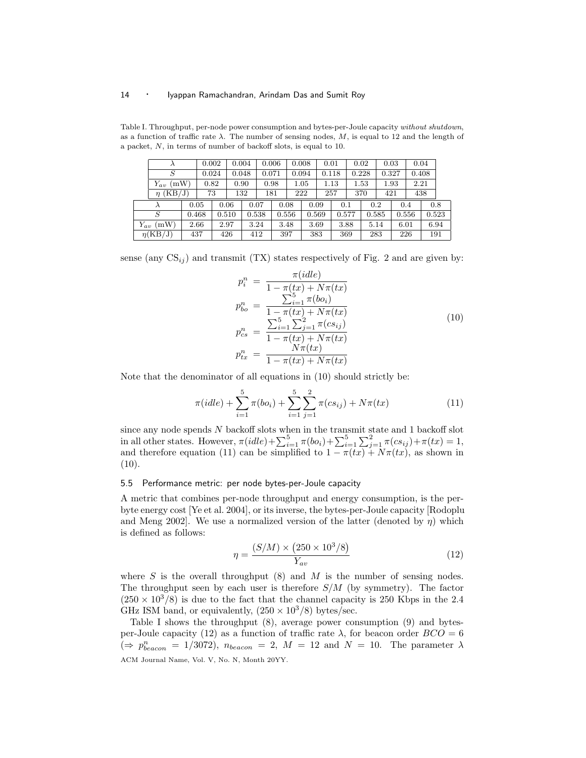Table I. Throughput, per-node power consumption and bytes-per-Joule capacity *without shutdown*, as a function of traffic rate $\lambda$. The number of sensing nodes, $M$, is equal to 12 and the length of a packet, $N$, in terms of number of backoff slots, is equal to 10.

| $\lambda$ | 0.002 | 0.004 | 0.006 | 0.008 | 0.01 | 0.02 | 0.03 | 0.04 |
|---|---|---|---|---|---|---|---|---|
| $S$ | 0.024 | 0.048 | 0.071 | 0.094 | 0.118 | 0.228 | 0.327 | 0.408 |
| $Y_{av}$ (mW) | 0.82 | 0.90 | 0.98 | 1.05 | 1.13 | 1.53 | 1.93 | 2.21 |
| $\eta$ (KB/J) | 73 | 132 | 181 | 222 | 257 | 370 | 421 | 438 |

| $\lambda$ | 0.05 | 0.06 | 0.07 | 0.08 | 0.09 | 0.1 | 0.2 | 0.4 | 0.8 |
|---|---|---|---|---|---|---|---|---|---|
| $S$ | 0.468 | 0.510 | 0.538 | 0.556 | 0.569 | 0.577 | 0.585 | 0.556 | 0.523 |
| $Y_{av}$ (mW) | 2.66 | 2.97 | 3.24 | 3.48 | 3.69 | 3.88 | 5.14 | 6.01 | 6.94 |
| $\eta$(KB/J) | 437 | 426 | 412 | 397 | 383 | 369 | 283 | 226 | 191 |

sense (any $\text{CS}_{ij}$) and transmit (TX) states respectively of Fig. 2 and are given by:

$$
\begin{aligned}
p_i^n &= \frac{\pi(idle)}{1 - \pi(tx) + N\pi(tx)} \\
p_{bo}^n &= \frac{\sum_{i=1}^{5} \pi(bo_i)}{1 - \pi(tx) + N\pi(tx)} \\
p_{cs}^n &= \frac{\sum_{i=1}^{5} \sum_{j=1}^{2} \pi(cs_{ij})}{1 - \pi(tx) + N\pi(tx)} \\
p_{tx}^n &= \frac{N\pi(tx)}{1 - \pi(tx) + N\pi(tx)}
\end{aligned}
\tag{10}
$$

Note that the denominator of all equations in (10) should strictly be:

$$
\pi(idle) + \sum_{i=1}^{5} \pi(bo_i) + \sum_{i=1}^{5} \sum_{j=1}^{2} \pi(cs_{ij}) + N\pi(tx) \tag{11}
$$

since any node spends $N$ backoff slots when in the transmit state and 1 backoff slot in all other states. However, $\pi(idle)+\sum_{i=1}^{5} \pi(bo_i)+\sum_{i=1}^{5}\sum_{j=1}^{2} \pi(cs_{ij})+\pi(tx) = 1$, and therefore equation (11) can be simplified to $1 - \pi(tx) + N\pi(tx)$, as shown in (10).

### 5.5 Performance metric: per node bytes-per-Joule capacity

A metric that combines per-node throughput and energy consumption, is the per-byte energy cost [Ye et al. 2004], or its inverse, the bytes-per-Joule capacity [Rodoplu and Meng 2002]. We use a normalized version of the latter (denoted by $\eta$) which is defined as follows:

$$
\eta = \frac{(S/M) \times \left(250 \times 10^3/8\right)}{Y_{av}} \tag{12}
$$

where $S$ is the overall throughput (8) and $M$ is the number of sensing nodes. The throughput seen by each user is therefore $S/M$ (by symmetry). The factor $(250 \times 10^3/8)$ is due to the fact that the channel capacity is 250 Kbps in the 2.4 GHz ISM band, or equivalently, $(250 \times 10^3/8)$ bytes/sec.

Table I shows the throughput (8), average power consumption (9) and bytes-per-Joule capacity (12) as a function of traffic rate $\lambda$, for beacon order $BCO = 6$ ($\Rightarrow p_{beacon}^n = 1/3072$), $n_{beacon} = 2$, $M = 12$ and $N = 10$. The parameter $\lambda$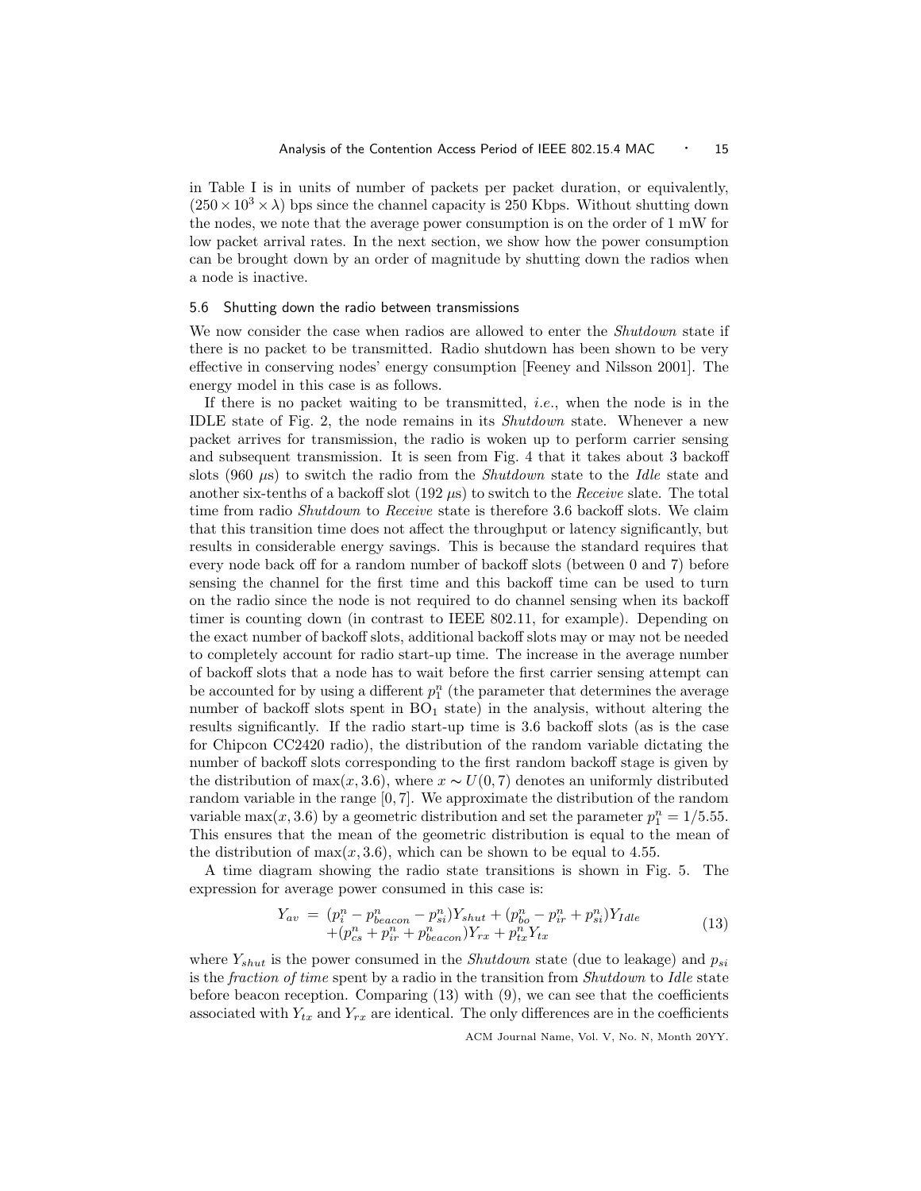in Table I is in units of number of packets per packet duration, or equivalently, $(250 \times 10^3 \times \lambda)$ bps since the channel capacity is 250 Kbps. Without shutting down the nodes, we note that the average power consumption is on the order of 1 mW for low packet arrival rates. In the next section, we show how the power consumption can be brought down by an order of magnitude by shutting down the radios when a node is inactive.

### 5.6 Shutting down the radio between transmissions

We now consider the case when radios are allowed to enter the *Shutdown* state if there is no packet to be transmitted. Radio shutdown has been shown to be very effective in conserving nodes' energy consumption [Feeney and Nilsson 2001]. The energy model in this case is as follows.

If there is no packet waiting to be transmitted, *i.e.*, when the node is in the IDLE state of Fig. 2, the node remains in its *Shutdown* state. Whenever a new packet arrives for transmission, the radio is woken up to perform carrier sensing and subsequent transmission. It is seen from Fig. 4 that it takes about 3 backoff slots (960 $\mu$s) to switch the radio from the *Shutdown* state to the *Idle* state and another six-tenths of a backoff slot (192 $\mu$s) to switch to the *Receive* slate. The total time from radio *Shutdown* to *Receive* state is therefore 3.6 backoff slots. We claim that this transition time does not affect the throughput or latency significantly, but results in considerable energy savings. This is because the standard requires that every node back off for a random number of backoff slots (between 0 and 7) before sensing the channel for the first time and this backoff time can be used to turn on the radio since the node is not required to do channel sensing when its backoff timer is counting down (in contrast to IEEE 802.11, for example). Depending on the exact number of backoff slots, additional backoff slots may or may not be needed to completely account for radio start-up time. The increase in the average number of backoff slots that a node has to wait before the first carrier sensing attempt can be accounted for by using a different $p_1^n$ (the parameter that determines the average number of backoff slots spent in $\text{BO}_1$ state) in the analysis, without altering the results significantly. If the radio start-up time is 3.6 backoff slots (as is the case for Chipcon CC2420 radio), the distribution of the random variable dictating the number of backoff slots corresponding to the first random backoff stage is given by the distribution of $\max(x, 3.6)$, where $x \sim U(0, 7)$ denotes an uniformly distributed random variable in the range $[0, 7]$. We approximate the distribution of the random variable $\max(x, 3.6)$ by a geometric distribution and set the parameter $p_1^n = 1/5.55$. This ensures that the mean of the geometric distribution is equal to the mean of the distribution of $\max(x, 3.6)$, which can be shown to be equal to 4.55.

A time diagram showing the radio state transitions is shown in Fig. 5. The expression for average power consumed in this case is:

$$
\begin{aligned}
Y_{av} \;=\; & (p_i^n - p_{beacon}^n - p_{si}^n)Y_{shut} + (p_{bo}^n - p_{ir}^n + p_{si}^n)Y_{Idle} \\
& + (p_{cs}^n + p_{ir}^n + p_{beacon}^n)Y_{rx} + p_{tx}^n Y_{tx}
\end{aligned}
\tag{13}
$$

where $Y_{shut}$ is the power consumed in the *Shutdown* state (due to leakage) and $p_{si}$ is the *fraction of time* spent by a radio in the transition from *Shutdown* to *Idle* state before beacon reception. Comparing (13) with (9), we can see that the coefficients associated with $Y_{tx}$ and $Y_{rx}$ are identical. The only differences are in the coefficients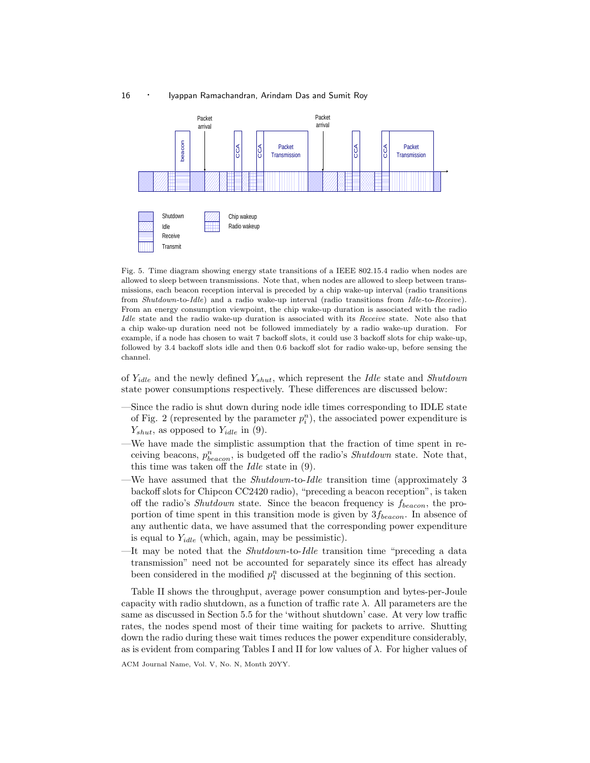Fig. 5. Time diagram showing energy state transitions of a IEEE 802.15.4 radio when nodes are allowed to sleep between transmissions. Note that, when nodes are allowed to sleep between transmissions, each beacon reception interval is preceded by a chip wake-up interval (radio transitions from *Shutdown*-to-*Idle*) and a radio wake-up interval (radio transitions from *Idle*-to-*Receive*). From an energy consumption viewpoint, the chip wake-up duration is associated with the radio *Idle* state and the radio wake-up duration is associated with its *Receive* state. Note also that a chip wake-up duration need not be followed immediately by a radio wake-up duration. For example, if a node has chosen to wait 7 backoff slots, it could use 3 backoff slots for chip wake-up, followed by 3.4 backoff slots idle and then 0.6 backoff slot for radio wake-up, before sensing the channel.

of $Y_{idle}$ and the newly defined $Y_{shut}$, which represent the *Idle* state and *Shutdown* state power consumptions respectively. These differences are discussed below:

- Since the radio is shut down during node idle times corresponding to IDLE state of Fig. 2 (represented by the parameter $p_i^n$), the associated power expenditure is $Y_{shut}$, as opposed to $Y_{idle}$ in (9).
- We have made the simplistic assumption that the fraction of time spent in receiving beacons, $p_{beacon}^n$, is budgeted off the radio's *Shutdown* state. Note that, this time was taken off the *Idle* state in (9).
- We have assumed that the *Shutdown*-to-*Idle* transition time (approximately 3 backoff slots for Chipcon CC2420 radio), "preceding a beacon reception", is taken off the radio's *Shutdown* state. Since the beacon frequency is $f_{beacon}$, the proportion of time spent in this transition mode is given by $3f_{beacon}$. In absence of any authentic data, we have assumed that the corresponding power expenditure is equal to $Y_{idle}$ (which, again, may be pessimistic).
- It may be noted that the *Shutdown*-to-*Idle* transition time "preceding a data transmission" need not be accounted for separately since its effect has already been considered in the modified $p_1^n$ discussed at the beginning of this section.

Table II shows the throughput, average power consumption and bytes-per-Joule capacity with radio shutdown, as a function of traffic rate $\lambda$. All parameters are the same as discussed in Section 5.5 for the 'without shutdown' case. At very low traffic rates, the nodes spend most of their time waiting for packets to arrive. Shutting down the radio during these wait times reduces the power expenditure considerably, as is evident from comparing Tables I and II for low values of $\lambda$. For higher values of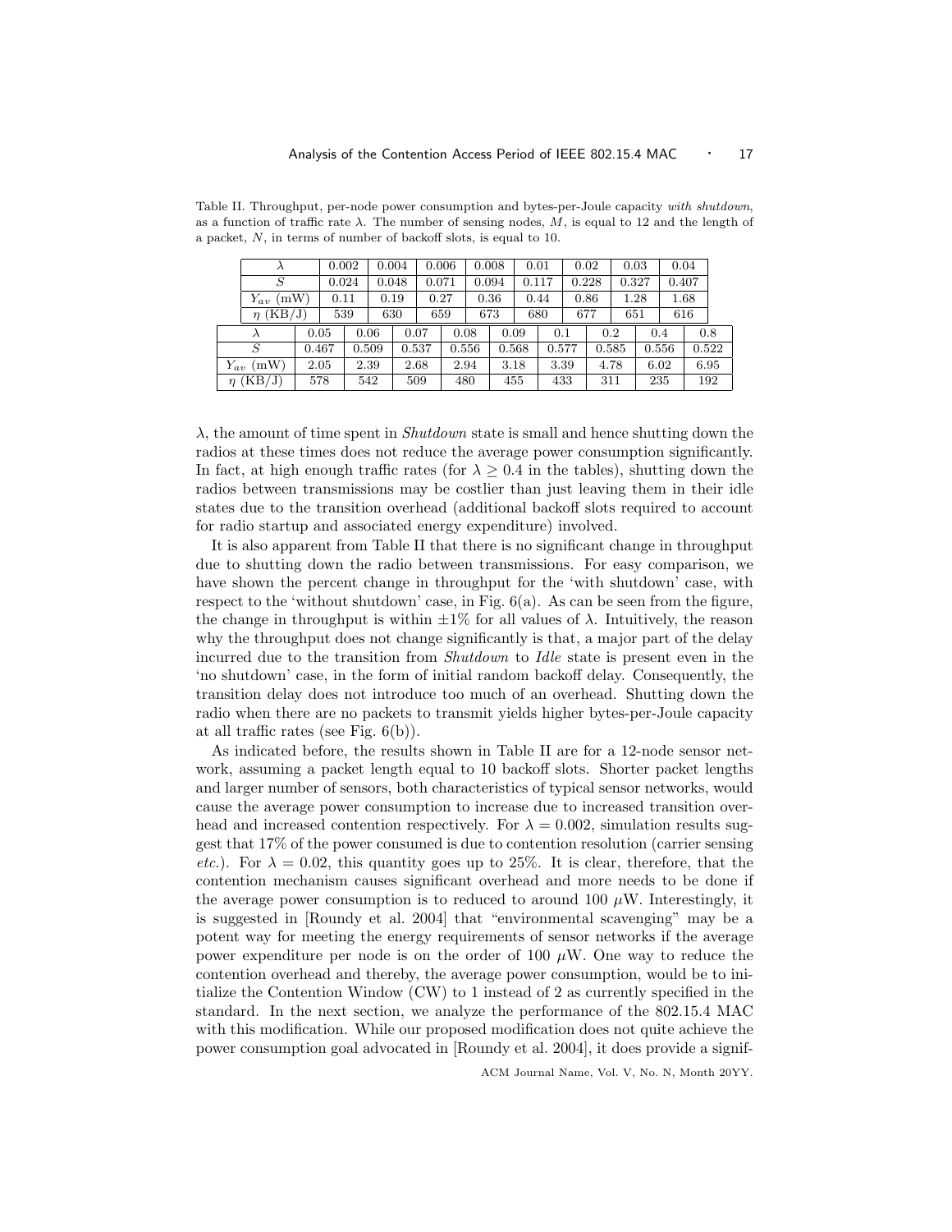Table II. Throughput, per-node power consumption and bytes-per-Joule capacity *with shutdown*, as a function of traffic rate $\lambda$. The number of sensing nodes, $M$, is equal to 12 and the length of a packet, $N$, in terms of number of backoff slots, is equal to 10.

| $\lambda$ | 0.002 | 0.004 | 0.006 | 0.008 | 0.01 | 0.02 | 0.03 | 0.04 |
|---|---|---|---|---|---|---|---|---|
| $S$ | 0.024 | 0.048 | 0.071 | 0.094 | 0.117 | 0.228 | 0.327 | 0.407 |
| $Y_{av}$ (mW) | 0.11 | 0.19 | 0.27 | 0.36 | 0.44 | 0.86 | 1.28 | 1.68 |
| $\eta$ (KB/J) | 539 | 630 | 659 | 673 | 680 | 677 | 651 | 616 |

| $\lambda$ | 0.05 | 0.06 | 0.07 | 0.08 | 0.09 | 0.1 | 0.2 | 0.4 | 0.8 |
|---|---|---|---|---|---|---|---|---|---|
| $S$ | 0.467 | 0.509 | 0.537 | 0.556 | 0.568 | 0.577 | 0.585 | 0.556 | 0.522 |
| $Y_{av}$ (mW) | 2.05 | 2.39 | 2.68 | 2.94 | 3.18 | 3.39 | 4.78 | 6.02 | 6.95 |
| $\eta$ (KB/J) | 578 | 542 | 509 | 480 | 455 | 433 | 311 | 235 | 192 |

$\lambda$, the amount of time spent in *Shutdown* state is small and hence shutting down the radios at these times does not reduce the average power consumption significantly. In fact, at high enough traffic rates (for $\lambda \geq 0.4$ in the tables), shutting down the radios between transmissions may be costlier than just leaving them in their idle states due to the transition overhead (additional backoff slots required to account for radio startup and associated energy expenditure) involved.

It is also apparent from Table II that there is no significant change in throughput due to shutting down the radio between transmissions. For easy comparison, we have shown the percent change in throughput for the 'with shutdown' case, with respect to the 'without shutdown' case, in Fig. 6(a). As can be seen from the figure, the change in throughput is within $\pm 1\%$ for all values of $\lambda$. Intuitively, the reason why the throughput does not change significantly is that, a major part of the delay incurred due to the transition from *Shutdown* to *Idle* state is present even in the 'no shutdown' case, in the form of initial random backoff delay. Consequently, the transition delay does not introduce too much of an overhead. Shutting down the radio when there are no packets to transmit yields higher bytes-per-Joule capacity at all traffic rates (see Fig. 6(b)).

As indicated before, the results shown in Table II are for a 12-node sensor network, assuming a packet length equal to 10 backoff slots. Shorter packet lengths and larger number of sensors, both characteristics of typical sensor networks, would cause the average power consumption to increase due to increased transition overhead and increased contention respectively. For $\lambda = 0.002$, simulation results suggest that 17% of the power consumed is due to contention resolution (carrier sensing *etc.*). For $\lambda = 0.02$, this quantity goes up to 25%. It is clear, therefore, that the contention mechanism causes significant overhead and more needs to be done if the average power consumption is to reduced to around 100 $\mu$W. Interestingly, it is suggested in [Roundy et al. 2004] that "environmental scavenging" may be a potent way for meeting the energy requirements of sensor networks if the average power expenditure per node is on the order of 100 $\mu$W. One way to reduce the contention overhead and thereby, the average power consumption, would be to initialize the Contention Window (CW) to 1 instead of 2 as currently specified in the standard. In the next section, we analyze the performance of the 802.15.4 MAC with this modification. While our proposed modification does not quite achieve the power consumption goal advocated in [Roundy et al. 2004], it does provide a signif-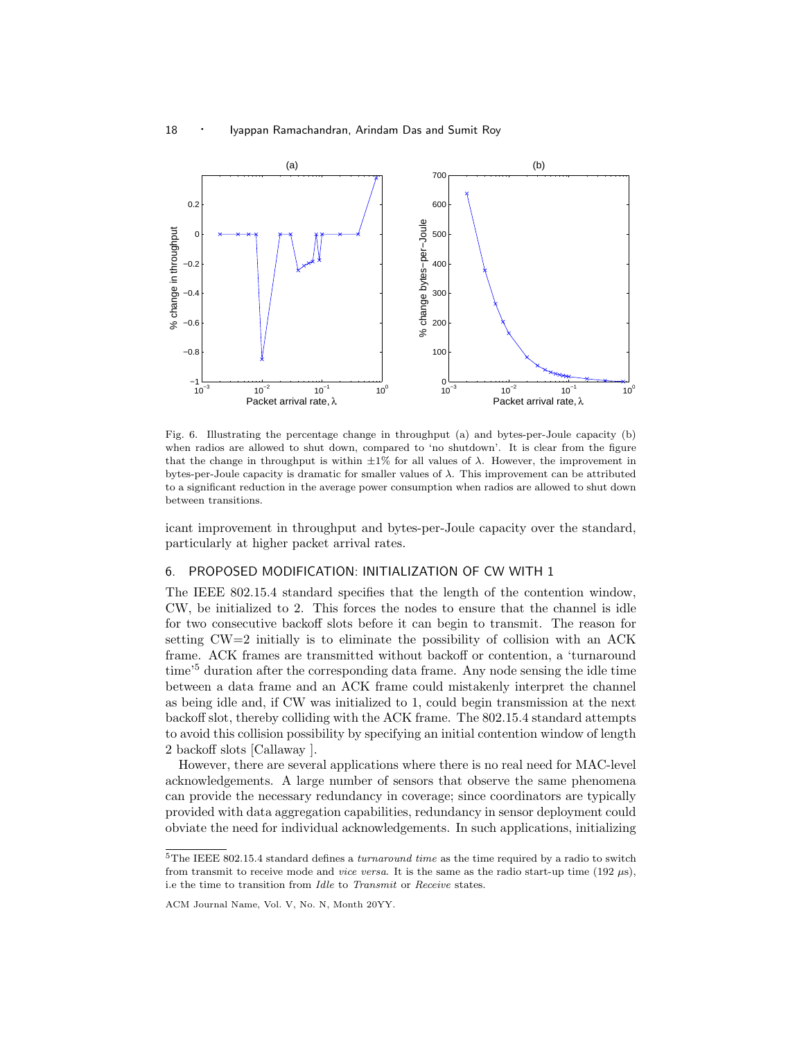Fig. 6. Illustrating the percentage change in throughput (a) and bytes-per-Joule capacity (b) when radios are allowed to shut down, compared to 'no shutdown'. It is clear from the figure that the change in throughput is within $\pm 1\%$ for all values of $\lambda$. However, the improvement in bytes-per-Joule capacity is dramatic for smaller values of $\lambda$. This improvement can be attributed to a significant reduction in the average power consumption when radios are allowed to shut down between transitions.

icant improvement in throughput and bytes-per-Joule capacity over the standard, particularly at higher packet arrival rates.

## 6. PROPOSED MODIFICATION: INITIALIZATION OF CW WITH 1

The IEEE 802.15.4 standard specifies that the length of the contention window, CW, be initialized to 2. This forces the nodes to ensure that the channel is idle for two consecutive backoff slots before it can begin to transmit. The reason for setting CW=2 initially is to eliminate the possibility of collision with an ACK frame. ACK frames are transmitted without backoff or contention, a 'turnaround time'[5] duration after the corresponding data frame. Any node sensing the idle time between a data frame and an ACK frame could mistakenly interpret the channel as being idle and, if CW was initialized to 1, could begin transmission at the next backoff slot, thereby colliding with the ACK frame. The 802.15.4 standard attempts to avoid this collision possibility by specifying an initial contention window of length 2 backoff slots [Callaway ].

However, there are several applications where there is no real need for MAC-level acknowledgements. A large number of sensors that observe the same phenomena can provide the necessary redundancy in coverage; since coordinators are typically provided with data aggregation capabilities, redundancy in sensor deployment could obviate the need for individual acknowledgements. In such applications, initializing

[5] The IEEE 802.15.4 standard defines a *turnaround time* as the time required by a radio to switch from transmit to receive mode and *vice versa*. It is the same as the radio start-up time (192 $\mu$s), i.e the time to transition from *Idle* to *Transmit* or *Receive* states.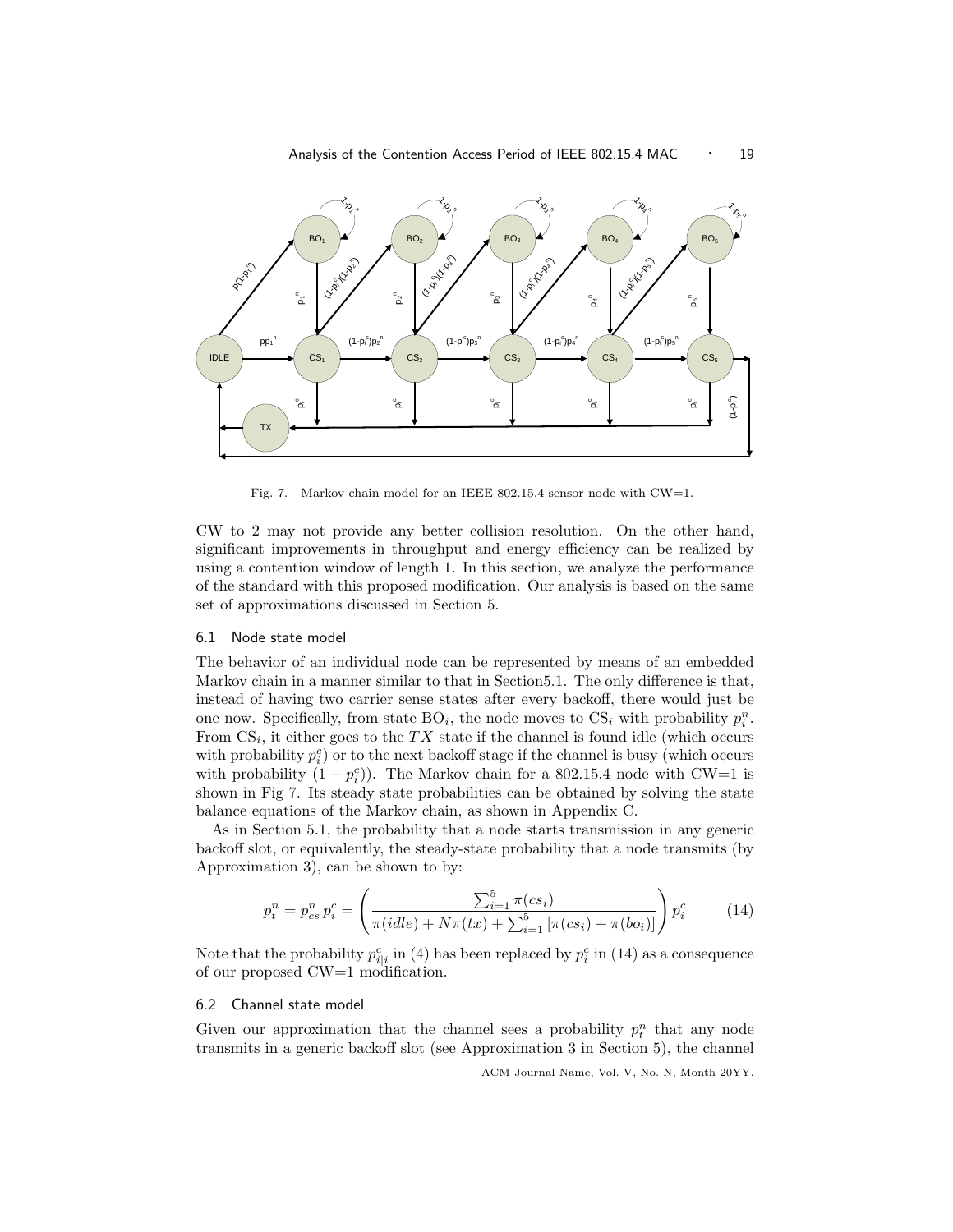Fig. 7. Markov chain model for an IEEE 802.15.4 sensor node with CW=1.

CW to 2 may not provide any better collision resolution. On the other hand, significant improvements in throughput and energy efficiency can be realized by using a contention window of length 1. In this section, we analyze the performance of the standard with this proposed modification. Our analysis is based on the same set of approximations discussed in Section 5.

### 6.1 Node state model

The behavior of an individual node can be represented by means of an embedded Markov chain in a manner similar to that in Section5.1. The only difference is that, instead of having two carrier sense states after every backoff, there would just be one now. Specifically, from state $\text{BO}_i$, the node moves to $\text{CS}_i$ with probability $p_i^n$. From $\text{CS}_i$, it either goes to the $TX$ state if the channel is found idle (which occurs with probability $p_i^c$) or to the next backoff stage if the channel is busy (which occurs with probability $(1 - p_i^c)$). The Markov chain for a 802.15.4 node with CW=1 is shown in Fig 7. Its steady state probabilities can be obtained by solving the state balance equations of the Markov chain, as shown in Appendix C.

As in Section 5.1, the probability that a node starts transmission in any generic backoff slot, or equivalently, the steady-state probability that a node transmits (by Approximation 3), can be shown to by:

$$p_t^n = p_{cs}^n \, p_i^c = \left( \frac{\sum_{i=1}^{5} \pi(cs_i)}{\pi(idle) + N\pi(tx) + \sum_{i=1}^{5} \left[\pi(cs_i) + \pi(bo_i)\right]} \right) p_i^c \qquad (14)$$

Note that the probability $p_{i|i}^c$ in (4) has been replaced by $p_i^c$ in (14) as a consequence of our proposed CW=1 modification.

### 6.2 Channel state model

Given our approximation that the channel sees a probability $p_t^n$ that any node transmits in a generic backoff slot (see Approximation 3 in Section 5), the channel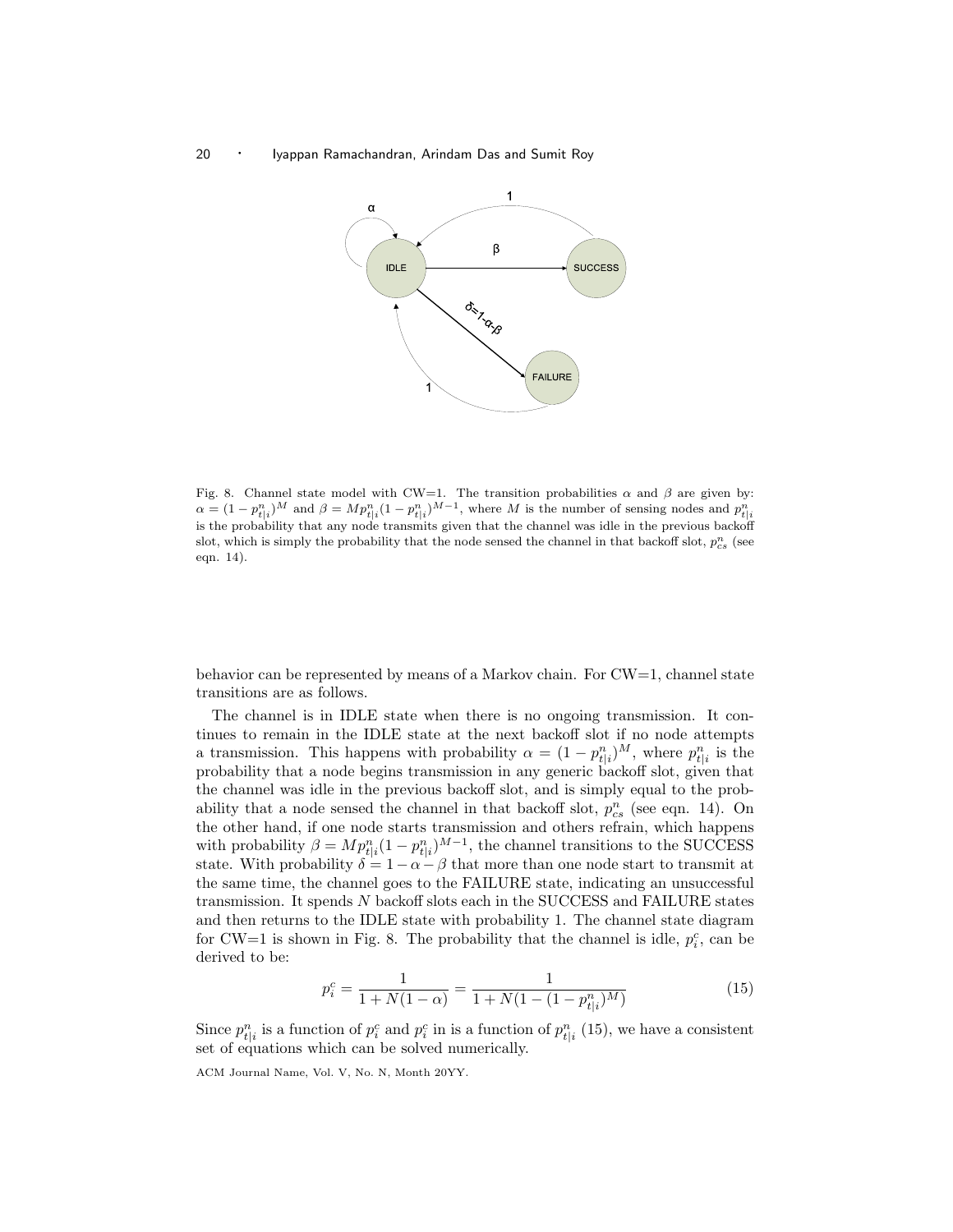Fig. 8. Channel state model with CW=1. The transition probabilities $\alpha$ and $\beta$ are given by: $\alpha = (1 - p^n_{t|i})^M$ and $\beta = Mp^n_{t|i}(1 - p^n_{t|i})^{M-1}$, where $M$ is the number of sensing nodes and $p^n_{t|i}$ is the probability that any node transmits given that the channel was idle in the previous backoff slot, which is simply the probability that the node sensed the channel in that backoff slot, $p^n_{cs}$ (see eqn. 14).

behavior can be represented by means of a Markov chain. For CW=1, channel state transitions are as follows.

The channel is in IDLE state when there is no ongoing transmission. It continues to remain in the IDLE state at the next backoff slot if no node attempts a transmission. This happens with probability $\alpha = (1 - p^n_{t|i})^M$, where $p^n_{t|i}$ is the probability that a node begins transmission in any generic backoff slot, given that the channel was idle in the previous backoff slot, and is simply equal to the probability that a node sensed the channel in that backoff slot, $p^n_{cs}$ (see eqn. 14). On the other hand, if one node starts transmission and others refrain, which happens with probability $\beta = Mp^n_{t|i}(1 - p^n_{t|i})^{M-1}$, the channel transitions to the SUCCESS state. With probability $\delta = 1 - \alpha - \beta$ that more than one node start to transmit at the same time, the channel goes to the FAILURE state, indicating an unsuccessful transmission. It spends $N$ backoff slots each in the SUCCESS and FAILURE states and then returns to the IDLE state with probability 1. The channel state diagram for CW=1 is shown in Fig. 8. The probability that the channel is idle, $p^c_i$, can be derived to be:

$$p^c_i = \frac{1}{1 + N(1 - \alpha)} = \frac{1}{1 + N(1 - (1 - p^n_{t|i})^M)} \tag{15}$$

Since $p^n_{t|i}$ is a function of $p^c_i$ and $p^c_i$ in is a function of $p^n_{t|i}$ (15), we have a consistent set of equations which can be solved numerically.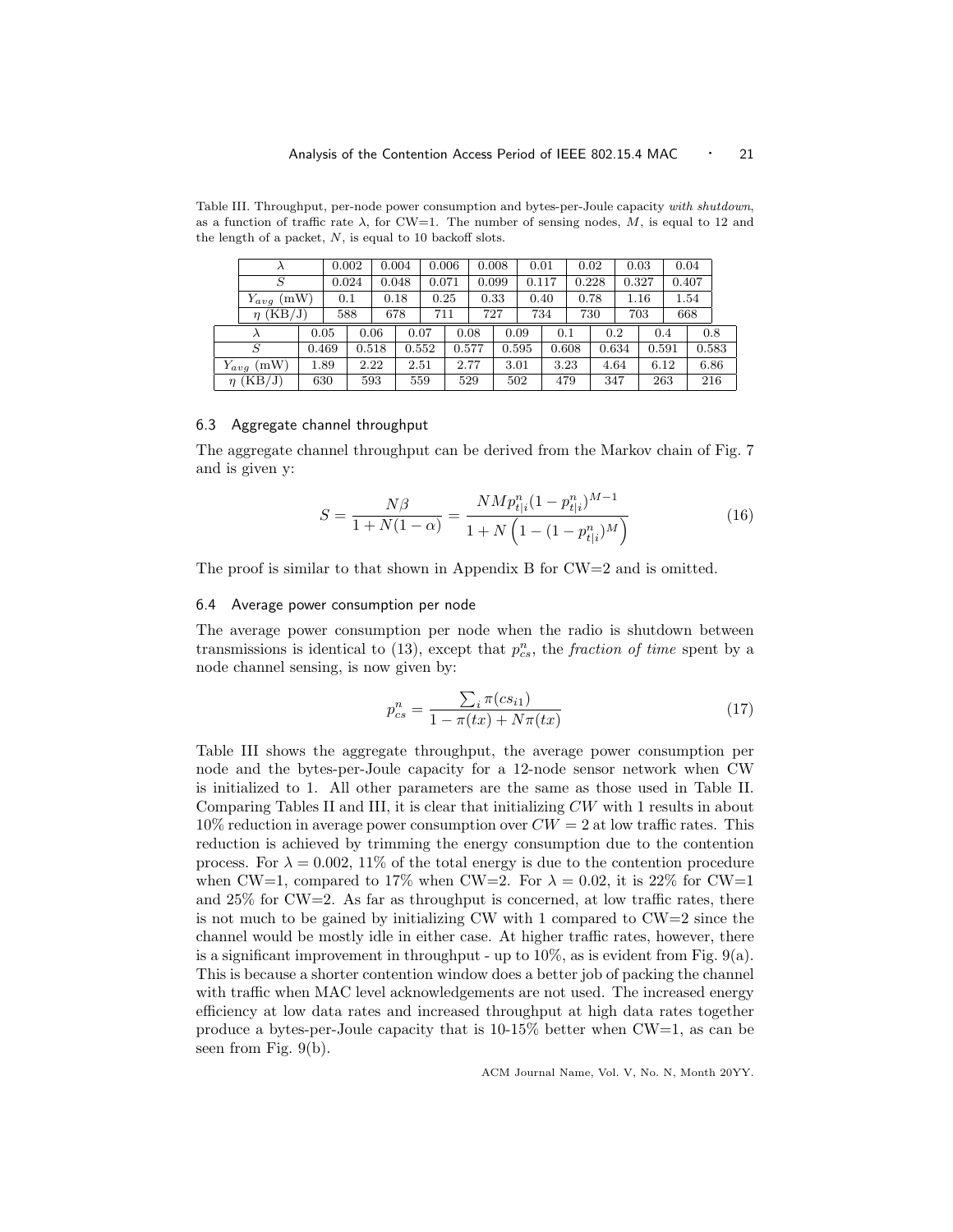Table III. Throughput, per-node power consumption and bytes-per-Joule capacity *with shutdown*, as a function of traffic rate $\lambda$, for CW=1. The number of sensing nodes, $M$, is equal to 12 and the length of a packet, $N$, is equal to 10 backoff slots.

| $\lambda$ | 0.002 | 0.004 | 0.006 | 0.008 | 0.01 | 0.02 | 0.03 | 0.04 |
|---|---|---|---|---|---|---|---|---|
| $S$ | 0.024 | 0.048 | 0.071 | 0.099 | 0.117 | 0.228 | 0.327 | 0.407 |
| $Y_{avg}$ (mW) | 0.1 | 0.18 | 0.25 | 0.33 | 0.40 | 0.78 | 1.16 | 1.54 |
| $\eta$ (KB/J) | 588 | 678 | 711 | 727 | 734 | 730 | 703 | 668 |

| $\lambda$ | 0.05 | 0.06 | 0.07 | 0.08 | 0.09 | 0.1 | 0.2 | 0.4 | 0.8 |
|---|---|---|---|---|---|---|---|---|---|
| $S$ | 0.469 | 0.518 | 0.552 | 0.577 | 0.595 | 0.608 | 0.634 | 0.591 | 0.583 |
| $Y_{avg}$ (mW) | 1.89 | 2.22 | 2.51 | 2.77 | 3.01 | 3.23 | 4.64 | 6.12 | 6.86 |
| $\eta$ (KB/J) | 630 | 593 | 559 | 529 | 502 | 479 | 347 | 263 | 216 |

### 6.3 Aggregate channel throughput

The aggregate channel throughput can be derived from the Markov chain of Fig. 7 and is given y:

$$S = \frac{N\beta}{1 + N(1-\alpha)} = \frac{NMp^n_{t|i}(1-p^n_{t|i})^{M-1}}{1 + N\left(1 - (1-p^n_{t|i})^M\right)} \tag{16}$$

The proof is similar to that shown in Appendix B for CW=2 and is omitted.

### 6.4 Average power consumption per node

The average power consumption per node when the radio is shutdown between transmissions is identical to (13), except that $p^n_{cs}$, the *fraction of time* spent by a node channel sensing, is now given by:

$$p^n_{cs} = \frac{\sum_i \pi(cs_{i1})}{1 - \pi(tx) + N\pi(tx)} \tag{17}$$

Table III shows the aggregate throughput, the average power consumption per node and the bytes-per-Joule capacity for a 12-node sensor network when CW is initialized to 1. All other parameters are the same as those used in Table II. Comparing Tables II and III, it is clear that initializing $CW$ with 1 results in about 10% reduction in average power consumption over $CW = 2$ at low traffic rates. This reduction is achieved by trimming the energy consumption due to the contention process. For $\lambda = 0.002$, 11% of the total energy is due to the contention procedure when CW=1, compared to 17% when CW=2. For $\lambda = 0.02$, it is 22% for CW=1 and 25% for CW=2. As far as throughput is concerned, at low traffic rates, there is not much to be gained by initializing CW with 1 compared to CW=2 since the channel would be mostly idle in either case. At higher traffic rates, however, there is a significant improvement in throughput - up to 10%, as is evident from Fig. 9(a). This is because a shorter contention window does a better job of packing the channel with traffic when MAC level acknowledgements are not used. The increased energy efficiency at low data rates and increased throughput at high data rates together produce a bytes-per-Joule capacity that is 10-15% better when CW=1, as can be seen from Fig. 9(b).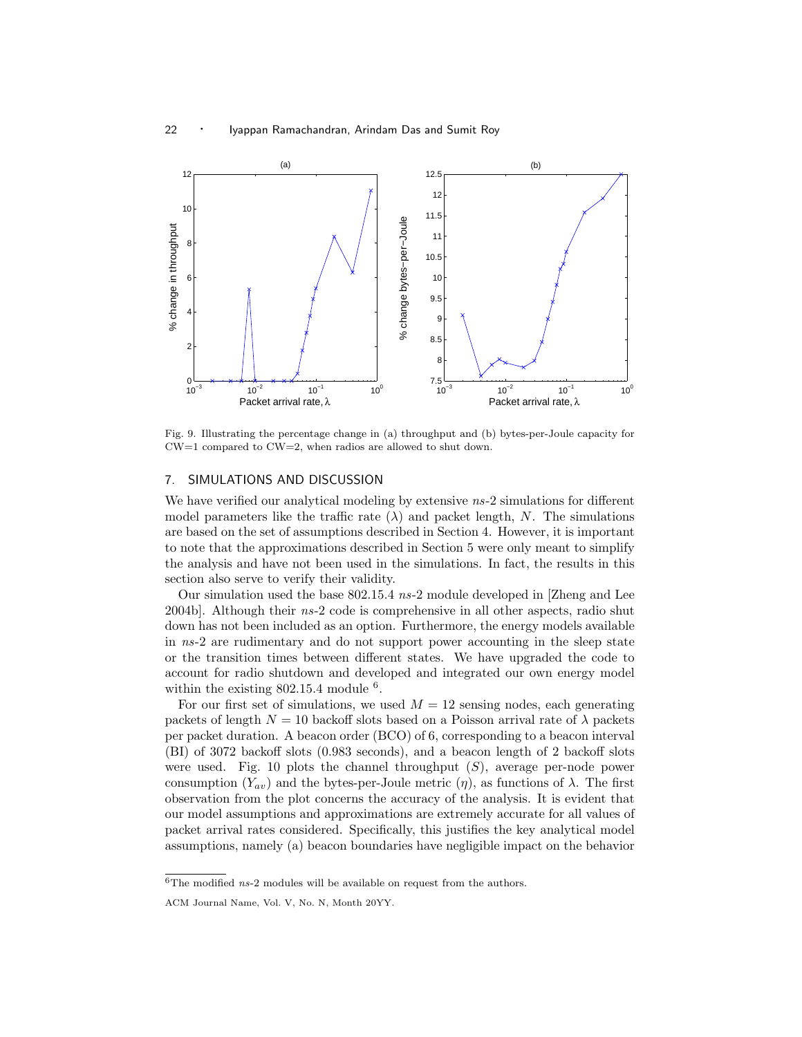Fig. 9. Illustrating the percentage change in (a) throughput and (b) bytes-per-Joule capacity for CW=1 compared to CW=2, when radios are allowed to shut down.

## 7. SIMULATIONS AND DISCUSSION

We have verified our analytical modeling by extensive *ns*-2 simulations for different model parameters like the traffic rate ($\lambda$) and packet length, $N$. The simulations are based on the set of assumptions described in Section 4. However, it is important to note that the approximations described in Section 5 were only meant to simplify the analysis and have not been used in the simulations. In fact, the results in this section also serve to verify their validity.

Our simulation used the base 802.15.4 *ns*-2 module developed in [Zheng and Lee 2004b]. Although their *ns*-2 code is comprehensive in all other aspects, radio shut down has not been included as an option. Furthermore, the energy models available in *ns*-2 are rudimentary and do not support power accounting in the sleep state or the transition times between different states. We have upgraded the code to account for radio shutdown and developed and integrated our own energy model within the existing 802.15.4 module [6].

For our first set of simulations, we used $M = 12$ sensing nodes, each generating packets of length $N = 10$ backoff slots based on a Poisson arrival rate of $\lambda$ packets per packet duration. A beacon order (BCO) of 6, corresponding to a beacon interval (BI) of 3072 backoff slots (0.983 seconds), and a beacon length of 2 backoff slots were used. Fig. 10 plots the channel throughput ($S$), average per-node power consumption ($Y_{av}$) and the bytes-per-Joule metric ($\eta$), as functions of $\lambda$. The first observation from the plot concerns the accuracy of the analysis. It is evident that our model assumptions and approximations are extremely accurate for all values of packet arrival rates considered. Specifically, this justifies the key analytical model assumptions, namely (a) beacon boundaries have negligible impact on the behavior

[6] The modified *ns*-2 modules will be available on request from the authors.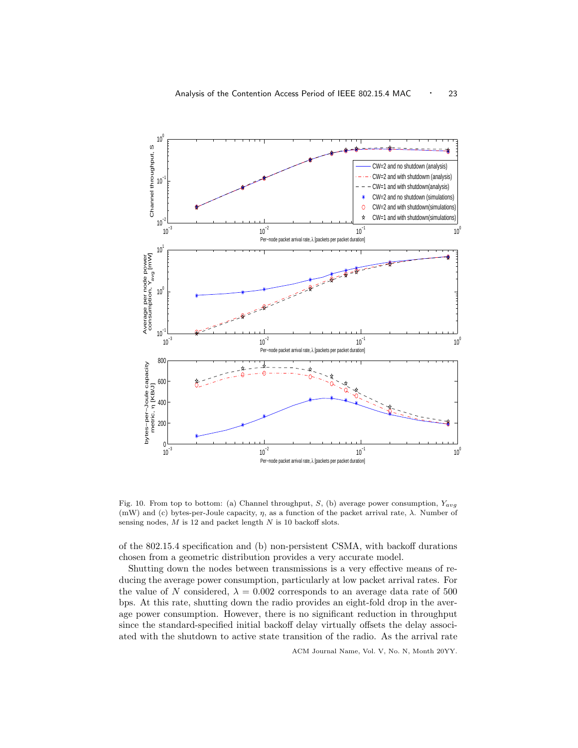Fig. 10. From top to bottom: (a) Channel throughput, $S$, (b) average power consumption, $Y_{avg}$ (mW) and (c) bytes-per-Joule capacity, $\eta$, as a function of the packet arrival rate, $\lambda$. Number of sensing nodes, $M$ is 12 and packet length $N$ is 10 backoff slots.

of the 802.15.4 specification and (b) non-persistent CSMA, with backoff durations chosen from a geometric distribution provides a very accurate model.

Shutting down the nodes between transmissions is a very effective means of reducing the average power consumption, particularly at low packet arrival rates. For the value of $N$ considered, $\lambda = 0.002$ corresponds to an average data rate of 500 bps. At this rate, shutting down the radio provides an eight-fold drop in the average power consumption. However, there is no significant reduction in throughput since the standard-specified initial backoff delay virtually offsets the delay associated with the shutdown to active state transition of the radio. As the arrival rate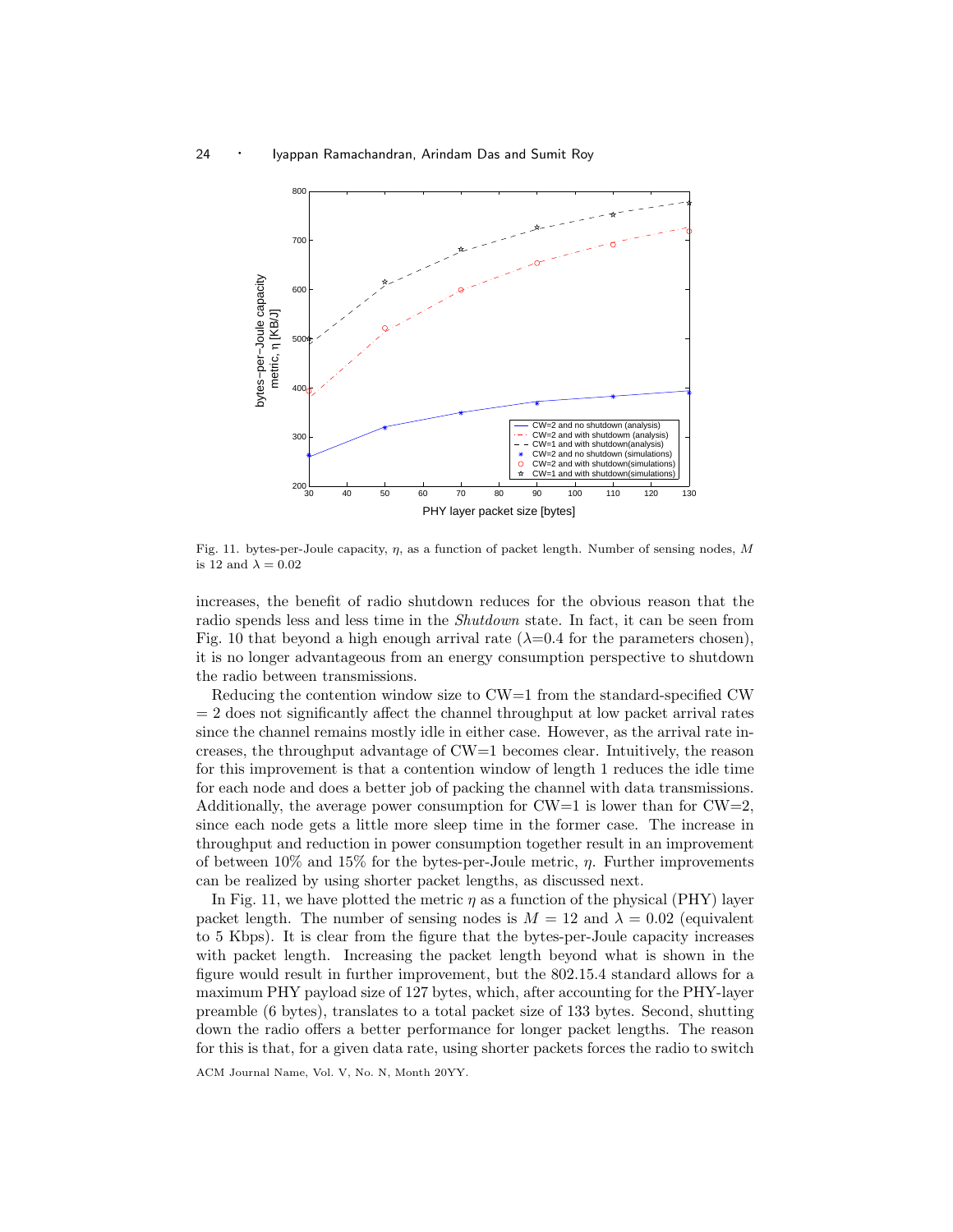Fig. 11. bytes-per-Joule capacity, $\eta$, as a function of packet length. Number of sensing nodes, $M$ is 12 and $\lambda = 0.02$

increases, the benefit of radio shutdown reduces for the obvious reason that the radio spends less and less time in the *Shutdown* state. In fact, it can be seen from Fig. 10 that beyond a high enough arrival rate ($\lambda$=0.4 for the parameters chosen), it is no longer advantageous from an energy consumption perspective to shutdown the radio between transmissions.

Reducing the contention window size to CW=1 from the standard-specified CW = 2 does not significantly affect the channel throughput at low packet arrival rates since the channel remains mostly idle in either case. However, as the arrival rate increases, the throughput advantage of CW=1 becomes clear. Intuitively, the reason for this improvement is that a contention window of length 1 reduces the idle time for each node and does a better job of packing the channel with data transmissions. Additionally, the average power consumption for CW=1 is lower than for CW=2, since each node gets a little more sleep time in the former case. The increase in throughput and reduction in power consumption together result in an improvement of between 10% and 15% for the bytes-per-Joule metric, $\eta$. Further improvements can be realized by using shorter packet lengths, as discussed next.

In Fig. 11, we have plotted the metric $\eta$ as a function of the physical (PHY) layer packet length. The number of sensing nodes is $M = 12$ and $\lambda = 0.02$ (equivalent to 5 Kbps). It is clear from the figure that the bytes-per-Joule capacity increases with packet length. Increasing the packet length beyond what is shown in the figure would result in further improvement, but the 802.15.4 standard allows for a maximum PHY payload size of 127 bytes, which, after accounting for the PHY-layer preamble (6 bytes), translates to a total packet size of 133 bytes. Second, shutting down the radio offers a better performance for longer packet lengths. The reason for this is that, for a given data rate, using shorter packets forces the radio to switch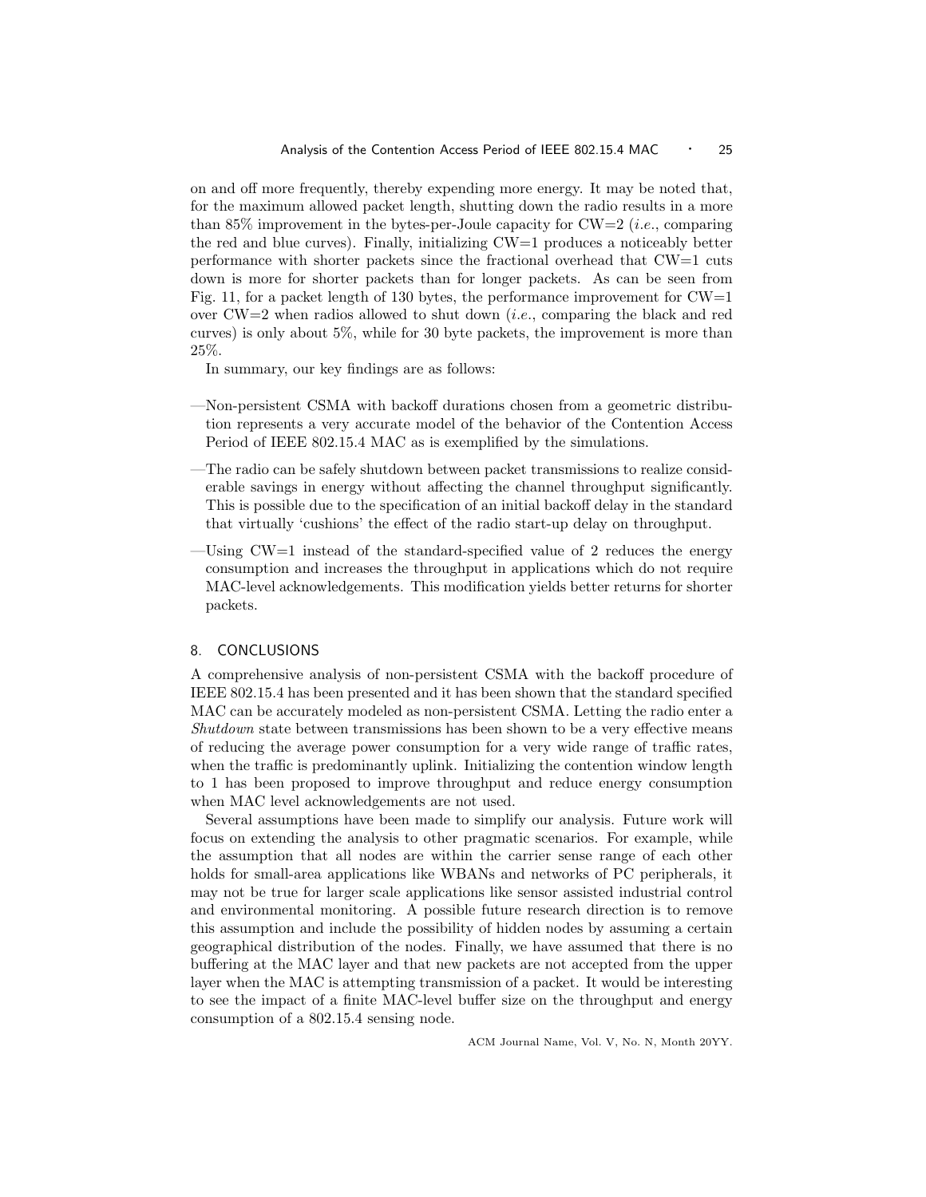on and off more frequently, thereby expending more energy. It may be noted that, for the maximum allowed packet length, shutting down the radio results in a more than 85% improvement in the bytes-per-Joule capacity for CW=2 (*i.e.*, comparing the red and blue curves). Finally, initializing CW=1 produces a noticeably better performance with shorter packets since the fractional overhead that CW=1 cuts down is more for shorter packets than for longer packets. As can be seen from Fig. 11, for a packet length of 130 bytes, the performance improvement for CW=1 over CW=2 when radios allowed to shut down (*i.e.*, comparing the black and red curves) is only about 5%, while for 30 byte packets, the improvement is more than 25%.

In summary, our key findings are as follows:

—Non-persistent CSMA with backoff durations chosen from a geometric distribution represents a very accurate model of the behavior of the Contention Access Period of IEEE 802.15.4 MAC as is exemplified by the simulations.

—The radio can be safely shutdown between packet transmissions to realize considerable savings in energy without affecting the channel throughput significantly. This is possible due to the specification of an initial backoff delay in the standard that virtually 'cushions' the effect of the radio start-up delay on throughput.

—Using CW=1 instead of the standard-specified value of 2 reduces the energy consumption and increases the throughput in applications which do not require MAC-level acknowledgements. This modification yields better returns for shorter packets.

## 8. CONCLUSIONS

A comprehensive analysis of non-persistent CSMA with the backoff procedure of IEEE 802.15.4 has been presented and it has been shown that the standard specified MAC can be accurately modeled as non-persistent CSMA. Letting the radio enter a *Shutdown* state between transmissions has been shown to be a very effective means of reducing the average power consumption for a very wide range of traffic rates, when the traffic is predominantly uplink. Initializing the contention window length to 1 has been proposed to improve throughput and reduce energy consumption when MAC level acknowledgements are not used.

Several assumptions have been made to simplify our analysis. Future work will focus on extending the analysis to other pragmatic scenarios. For example, while the assumption that all nodes are within the carrier sense range of each other holds for small-area applications like WBANs and networks of PC peripherals, it may not be true for larger scale applications like sensor assisted industrial control and environmental monitoring. A possible future research direction is to remove this assumption and include the possibility of hidden nodes by assuming a certain geographical distribution of the nodes. Finally, we have assumed that there is no buffering at the MAC layer and that new packets are not accepted from the upper layer when the MAC is attempting transmission of a packet. It would be interesting to see the impact of a finite MAC-level buffer size on the throughput and energy consumption of a 802.15.4 sensing node.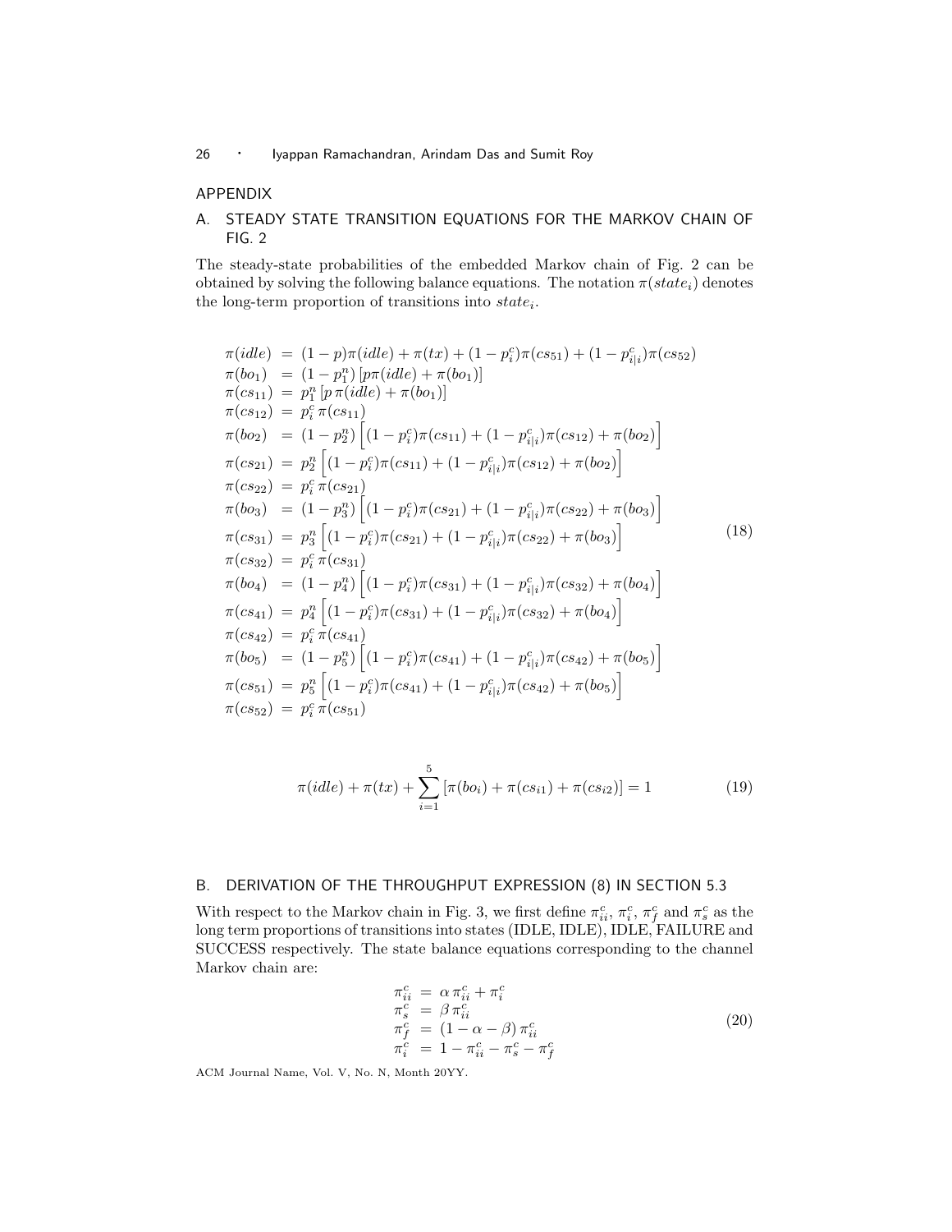## APPENDIX

### A. STEADY STATE TRANSITION EQUATIONS FOR THE MARKOV CHAIN OF FIG. 2

The steady-state probabilities of the embedded Markov chain of Fig. 2 can be obtained by solving the following balance equations. The notation $\pi(state_i)$ denotes the long-term proportion of transitions into $state_i$.

$$
\begin{aligned}
\pi(idle) &= (1-p)\pi(idle) + \pi(tx) + (1-p_i^c)\pi(cs_{51}) + (1-p_{i|i}^c)\pi(cs_{52}) \\
\pi(bo_1) &= (1-p_1^n)\left[p\pi(idle) + \pi(bo_1)\right] \\
\pi(cs_{11}) &= p_1^n\left[p\,\pi(idle) + \pi(bo_1)\right] \\
\pi(cs_{12}) &= p_i^c\,\pi(cs_{11}) \\
\pi(bo_2) &= (1-p_2^n)\left[(1-p_i^c)\pi(cs_{11}) + (1-p_{i|i}^c)\pi(cs_{12}) + \pi(bo_2)\right] \\
\pi(cs_{21}) &= p_2^n\left[(1-p_i^c)\pi(cs_{11}) + (1-p_{i|i}^c)\pi(cs_{12}) + \pi(bo_2)\right] \\
\pi(cs_{22}) &= p_i^c\,\pi(cs_{21}) \\
\pi(bo_3) &= (1-p_3^n)\left[(1-p_i^c)\pi(cs_{21}) + (1-p_{i|i}^c)\pi(cs_{22}) + \pi(bo_3)\right] \\
\pi(cs_{31}) &= p_3^n\left[(1-p_i^c)\pi(cs_{21}) + (1-p_{i|i}^c)\pi(cs_{22}) + \pi(bo_3)\right] \\
\pi(cs_{32}) &= p_i^c\,\pi(cs_{31}) \\
\pi(bo_4) &= (1-p_4^n)\left[(1-p_i^c)\pi(cs_{31}) + (1-p_{i|i}^c)\pi(cs_{32}) + \pi(bo_4)\right] \\
\pi(cs_{41}) &= p_4^n\left[(1-p_i^c)\pi(cs_{31}) + (1-p_{i|i}^c)\pi(cs_{32}) + \pi(bo_4)\right] \\
\pi(cs_{42}) &= p_i^c\,\pi(cs_{41}) \\
\pi(bo_5) &= (1-p_5^n)\left[(1-p_i^c)\pi(cs_{41}) + (1-p_{i|i}^c)\pi(cs_{42}) + \pi(bo_5)\right] \\
\pi(cs_{51}) &= p_5^n\left[(1-p_i^c)\pi(cs_{41}) + (1-p_{i|i}^c)\pi(cs_{42}) + \pi(bo_5)\right] \\
\pi(cs_{52}) &= p_i^c\,\pi(cs_{51})
\end{aligned}
\tag{18}
$$

$$
\pi(idle) + \pi(tx) + \sum_{i=1}^{5}\left[\pi(bo_i) + \pi(cs_{i1}) + \pi(cs_{i2})\right] = 1 \tag{19}
$$

### B. DERIVATION OF THE THROUGHPUT EXPRESSION (8) IN SECTION 5.3

With respect to the Markov chain in Fig. 3, we first define $\pi_{ii}^c$, $\pi_i^c$, $\pi_f^c$ and $\pi_s^c$ as the long term proportions of transitions into states (IDLE, IDLE), IDLE, FAILURE and SUCCESS respectively. The state balance equations corresponding to the channel Markov chain are:

$$
\begin{aligned}
\pi_{ii}^c &= \alpha\,\pi_{ii}^c + \pi_i^c \\
\pi_s^c &= \beta\,\pi_{ii}^c \\
\pi_f^c &= (1-\alpha-\beta)\,\pi_{ii}^c \\
\pi_i^c &= 1 - \pi_{ii}^c - \pi_s^c - \pi_f^c
\end{aligned}
\tag{20}
$$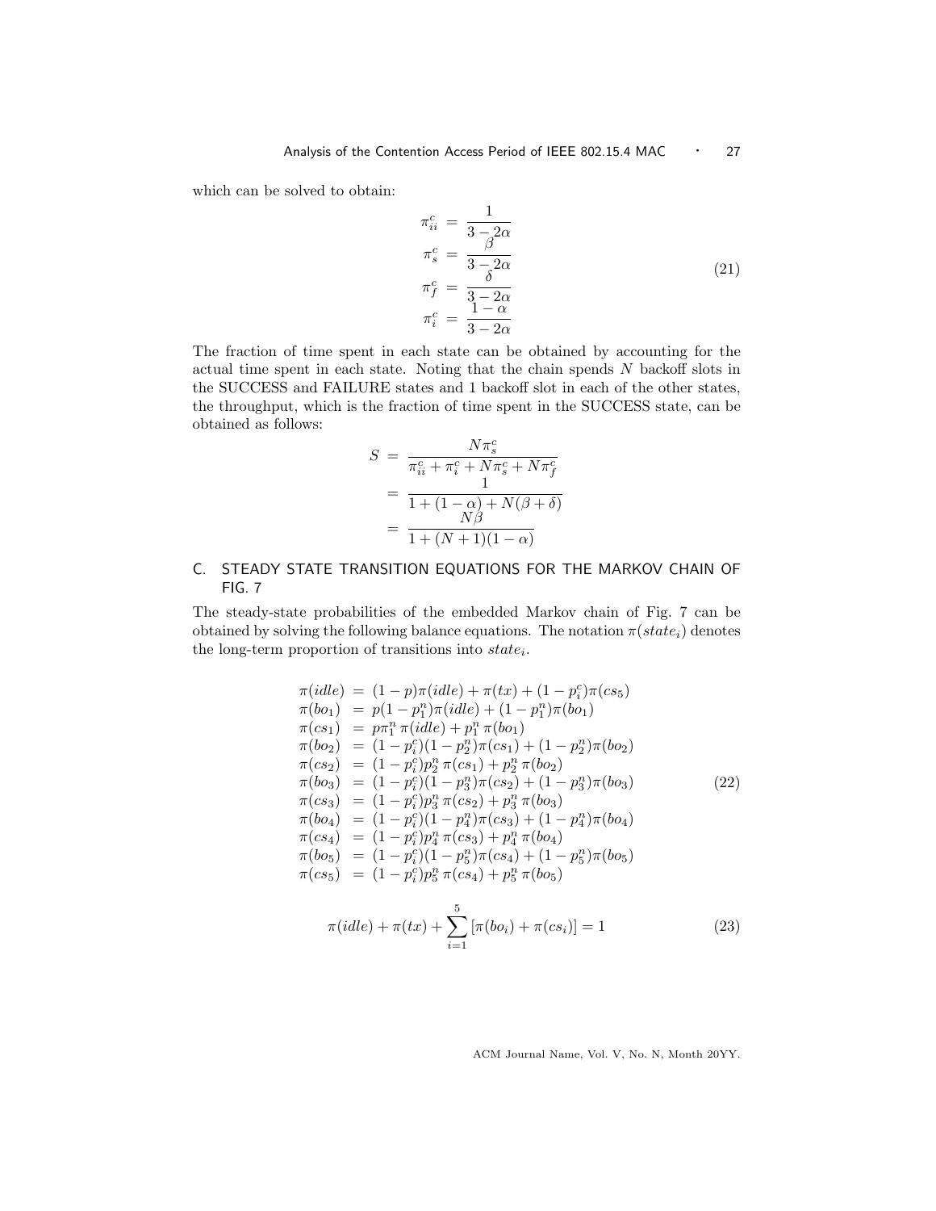which can be solved to obtain:

$$
\begin{aligned}
\pi_{ii}^c &= \frac{1}{3-2\alpha} \\
\pi_s^c &= \frac{\beta}{3-2\alpha} \\
\pi_f^c &= \frac{\delta}{3-2\alpha} \\
\pi_i^c &= \frac{1-\alpha}{3-2\alpha}
\end{aligned}
\tag{21}
$$

The fraction of time spent in each state can be obtained by accounting for the actual time spent in each state. Noting that the chain spends $N$ backoff slots in the SUCCESS and FAILURE states and 1 backoff slot in each of the other states, the throughput, which is the fraction of time spent in the SUCCESS state, can be obtained as follows:

$$
\begin{aligned}
S &= \frac{N\pi_s^c}{\pi_{ii}^c + \pi_i^c + N\pi_s^c + N\pi_f^c} \\
&= \frac{1}{1 + (1-\alpha) + N(\beta+\delta)} \\
&= \frac{N\beta}{1 + (N+1)(1-\alpha)}
\end{aligned}
$$

## C. STEADY STATE TRANSITION EQUATIONS FOR THE MARKOV CHAIN OF FIG. 7

The steady-state probabilities of the embedded Markov chain of Fig. 7 can be obtained by solving the following balance equations. The notation $\pi(state_i)$ denotes the long-term proportion of transitions into $state_i$.

$$
\begin{aligned}
\pi(idle) &= (1-p)\pi(idle) + \pi(tx) + (1-p_i^c)\pi(cs_5) \\
\pi(bo_1) &= p(1-p_1^n)\pi(idle) + (1-p_1^n)\pi(bo_1) \\
\pi(cs_1) &= p\pi_1^n\,\pi(idle) + p_1^n\,\pi(bo_1) \\
\pi(bo_2) &= (1-p_i^c)(1-p_2^n)\pi(cs_1) + (1-p_2^n)\pi(bo_2) \\
\pi(cs_2) &= (1-p_i^c)p_2^n\,\pi(cs_1) + p_2^n\,\pi(bo_2) \\
\pi(bo_3) &= (1-p_i^c)(1-p_3^n)\pi(cs_2) + (1-p_3^n)\pi(bo_3) \\
\pi(cs_3) &= (1-p_i^c)p_3^n\,\pi(cs_2) + p_3^n\,\pi(bo_3) \\
\pi(bo_4) &= (1-p_i^c)(1-p_4^n)\pi(cs_3) + (1-p_4^n)\pi(bo_4) \\
\pi(cs_4) &= (1-p_i^c)p_4^n\,\pi(cs_3) + p_4^n\,\pi(bo_4) \\
\pi(bo_5) &= (1-p_i^c)(1-p_5^n)\pi(cs_4) + (1-p_5^n)\pi(bo_5) \\
\pi(cs_5) &= (1-p_i^c)p_5^n\,\pi(cs_4) + p_5^n\,\pi(bo_5)
\end{aligned}
\tag{22}
$$

$$
\pi(idle) + \pi(tx) + \sum_{i=1}^{5}\left[\pi(bo_i) + \pi(cs_i)\right] = 1 \tag{23}
$$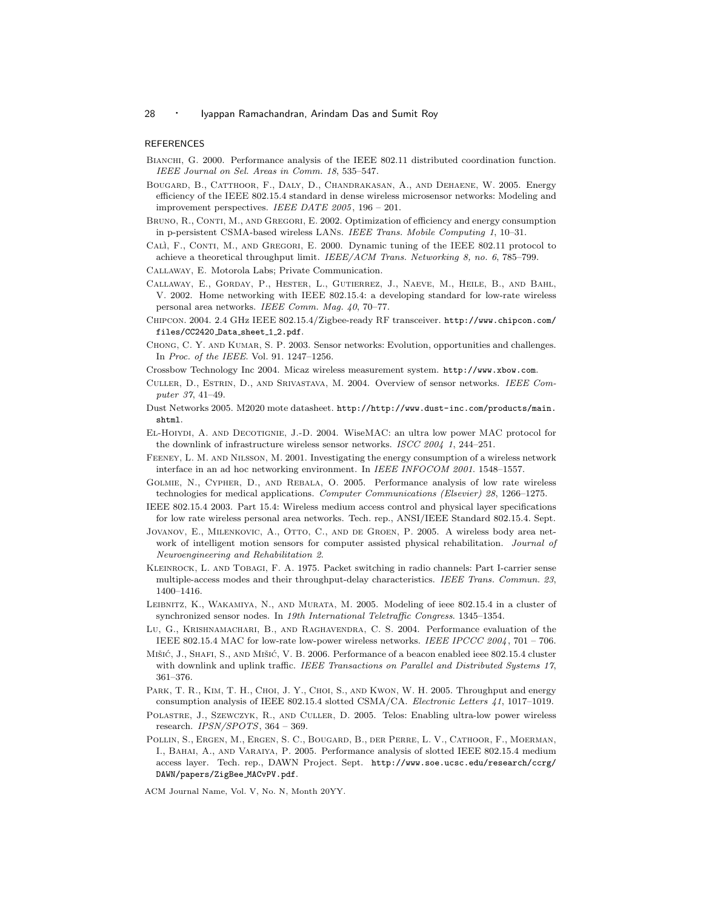## REFERENCES

Bianchi, G. 2000. Performance analysis of the IEEE 802.11 distributed coordination function. *IEEE Journal on Sel. Areas in Comm. 18*, 535–547.

Bougard, B., Catthoor, F., Daly, D., Chandrakasan, A., and Dehaene, W. 2005. Energy efficiency of the IEEE 802.15.4 standard in dense wireless microsensor networks: Modeling and improvement perspectives. *IEEE DATE 2005*, 196 – 201.

Bruno, R., Conti, M., and Gregori, E. 2002. Optimization of efficiency and energy consumption in p-persistent CSMA-based wireless LANs. *IEEE Trans. Mobile Computing 1*, 10–31.

Calì, F., Conti, M., and Gregori, E. 2000. Dynamic tuning of the IEEE 802.11 protocol to achieve a theoretical throughput limit. *IEEE/ACM Trans. Networking 8, no. 6*, 785–799.

Callaway, E. Motorola Labs; Private Communication.

Callaway, E., Gorday, P., Hester, L., Gutierrez, J., Naeve, M., Heile, B., and Bahl, V. 2002. Home networking with IEEE 802.15.4: a developing standard for low-rate wireless personal area networks. *IEEE Comm. Mag. 40*, 70–77.

Chipcon. 2004. 2.4 GHz IEEE 802.15.4/Zigbee-ready RF transceiver. http://www.chipcon.com/files/CC2420_Data_sheet_1_2.pdf.

Chong, C. Y. and Kumar, S. P. 2003. Sensor networks: Evolution, opportunities and challenges. In *Proc. of the IEEE*. Vol. 91. 1247–1256.

Crossbow Technology Inc 2004. Micaz wireless measurement system. http://www.xbow.com.

Culler, D., Estrin, D., and Srivastava, M. 2004. Overview of sensor networks. *IEEE Computer 37*, 41–49.

Dust Networks 2005. M2020 mote datasheet. http://http://www.dust-inc.com/products/main.shtml.

El-Hoiydi, A. and Decotignie, J.-D. 2004. WiseMAC: an ultra low power MAC protocol for the downlink of infrastructure wireless sensor networks. *ISCC 2004 1*, 244–251.

Feeney, L. M. and Nilsson, M. 2001. Investigating the energy consumption of a wireless network interface in an ad hoc networking environment. In *IEEE INFOCOM 2001*. 1548–1557.

Golmie, N., Cypher, D., and Rebala, O. 2005. Performance analysis of low rate wireless technologies for medical applications. *Computer Communications (Elsevier) 28*, 1266–1275.

IEEE 802.15.4 2003. Part 15.4: Wireless medium access control and physical layer specifications for low rate wireless personal area networks. Tech. rep., ANSI/IEEE Standard 802.15.4. Sept.

Jovanov, E., Milenkovic, A., Otto, C., and de Groen, P. 2005. A wireless body area network of intelligent motion sensors for computer assisted physical rehabilitation. *Journal of Neuroengineering and Rehabilitation 2*.

Kleinrock, L. and Tobagi, F. A. 1975. Packet switching in radio channels: Part I-carrier sense multiple-access modes and their throughput-delay characteristics. *IEEE Trans. Commun. 23*, 1400–1416.

Leibnitz, K., Wakamiya, N., and Murata, M. 2005. Modeling of ieee 802.15.4 in a cluster of synchronized sensor nodes. In *19th International Teletraffic Congress*. 1345–1354.

Lu, G., Krishnamachari, B., and Raghavendra, C. S. 2004. Performance evaluation of the IEEE 802.15.4 MAC for low-rate low-power wireless networks. *IEEE IPCCC 2004*, 701 – 706.

Mišić, J., Shafi, S., and Mišić, V. B. 2006. Performance of a beacon enabled ieee 802.15.4 cluster with downlink and uplink traffic. *IEEE Transactions on Parallel and Distributed Systems 17*, 361–376.

Park, T. R., Kim, T. H., Choi, J. Y., Choi, S., and Kwon, W. H. 2005. Throughput and energy consumption analysis of IEEE 802.15.4 slotted CSMA/CA. *Electronic Letters 41*, 1017–1019.

Polastre, J., Szewczyk, R., and Culler, D. 2005. Telos: Enabling ultra-low power wireless research. *IPSN/SPOTS*, 364 – 369.

Pollin, S., Ergen, M., Ergen, S. C., Bougard, B., der Perre, L. V., Cathoor, F., Moerman, I., Bahai, A., and Varaiya, P. 2005. Performance analysis of slotted IEEE 802.15.4 medium access layer. Tech. rep., DAWN Project. Sept. http://www.soe.ucsc.edu/research/ccrg/DAWN/papers/ZigBee_MACvPV.pdf.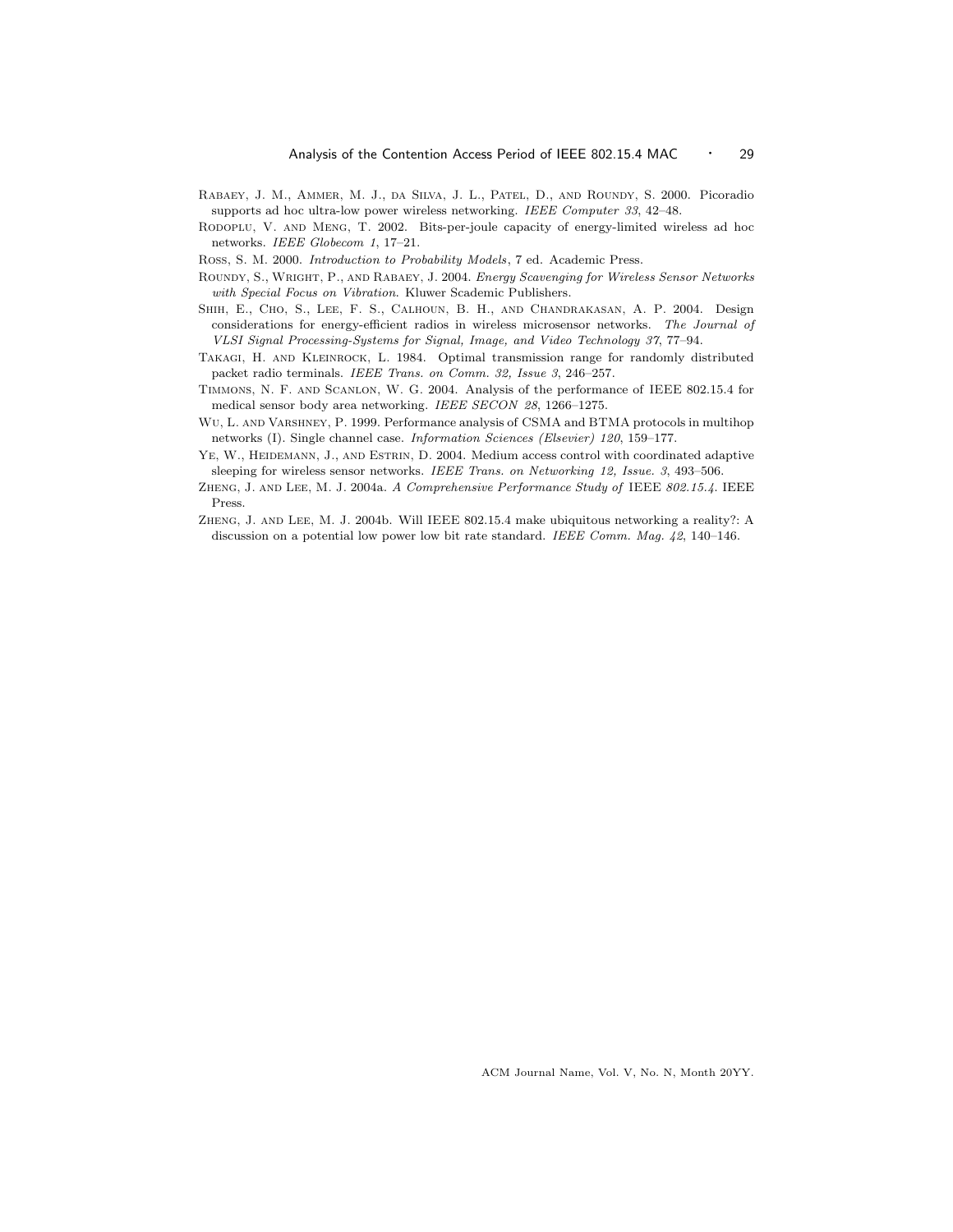Rabaey, J. M., Ammer, M. J., da Silva, J. L., Patel, D., and Roundy, S. 2000. Picoradio supports ad hoc ultra-low power wireless networking. *IEEE Computer 33*, 42–48.

Rodoplu, V. and Meng, T. 2002. Bits-per-joule capacity of energy-limited wireless ad hoc networks. *IEEE Globecom 1*, 17–21.

Ross, S. M. 2000. *Introduction to Probability Models*, 7 ed. Academic Press.

Roundy, S., Wright, P., and Rabaey, J. 2004. *Energy Scavenging for Wireless Sensor Networks with Special Focus on Vibration*. Kluwer Scademic Publishers.

Shih, E., Cho, S., Lee, F. S., Calhoun, B. H., and Chandrakasan, A. P. 2004. Design considerations for energy-efficient radios in wireless microsensor networks. *The Journal of VLSI Signal Processing-Systems for Signal, Image, and Video Technology 37*, 77–94.

Takagi, H. and Kleinrock, L. 1984. Optimal transmission range for randomly distributed packet radio terminals. *IEEE Trans. on Comm. 32, Issue 3*, 246–257.

Timmons, N. F. and Scanlon, W. G. 2004. Analysis of the performance of IEEE 802.15.4 for medical sensor body area networking. *IEEE SECON 28*, 1266–1275.

Wu, L. and Varshney, P. 1999. Performance analysis of CSMA and BTMA protocols in multihop networks (I). Single channel case. *Information Sciences (Elsevier) 120*, 159–177.

Ye, W., Heidemann, J., and Estrin, D. 2004. Medium access control with coordinated adaptive sleeping for wireless sensor networks. *IEEE Trans. on Networking 12, Issue. 3*, 493–506.

Zheng, J. and Lee, M. J. 2004a. *A Comprehensive Performance Study of* IEEE *802.15.4*. IEEE Press.

Zheng, J. and Lee, M. J. 2004b. Will IEEE 802.15.4 make ubiquitous networking a reality?: A discussion on a potential low power low bit rate standard. *IEEE Comm. Mag. 42*, 140–146.